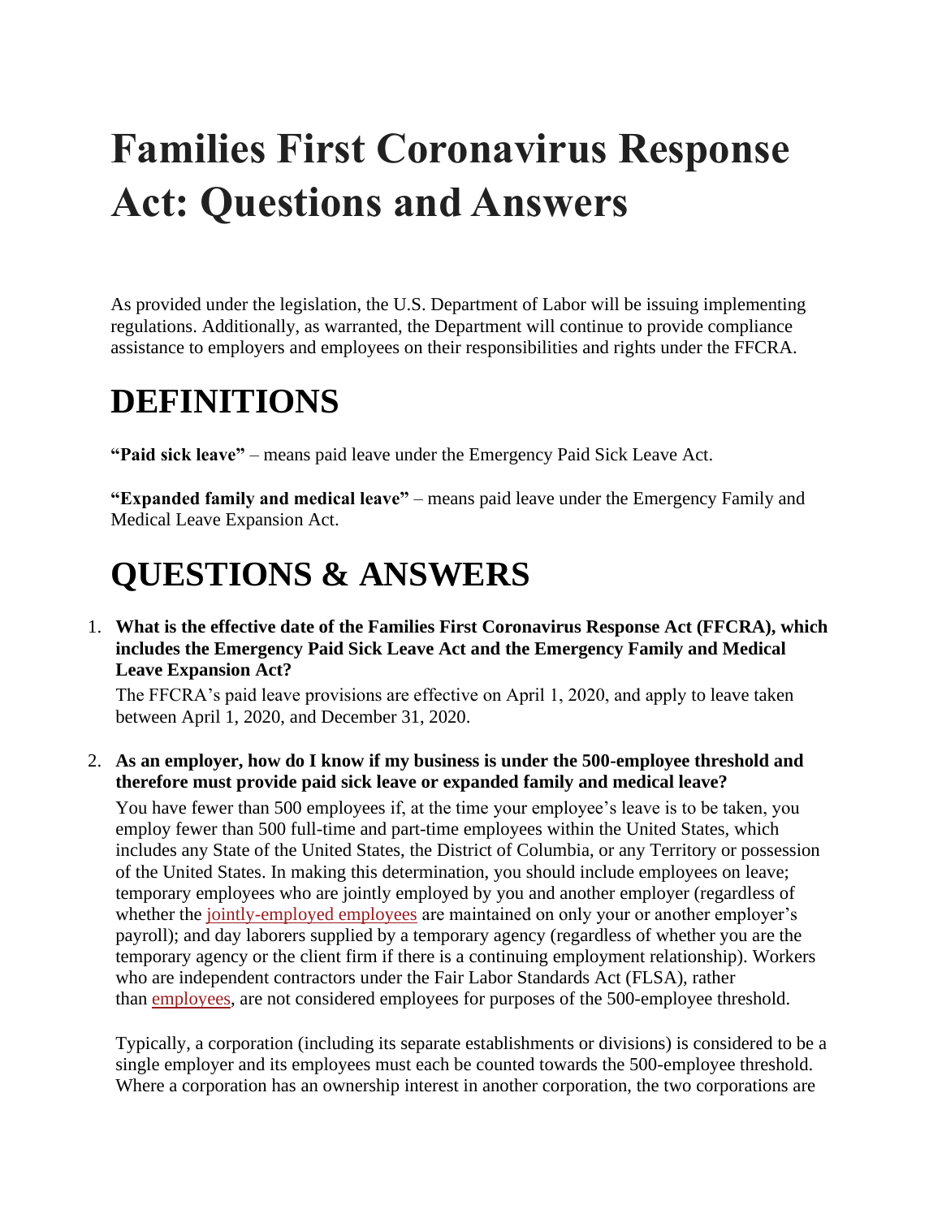# Families First Coronavirus Response Act: Questions and Answers

As provided under the legislation, the U.S. Department of Labor will be issuing implementing regulations. Additionally, as warranted, the Department will continue to provide compliance assistance to employers and employees on their responsibilities and rights under the FFCRA.

# DEFINITIONS

**"Paid sick leave"** – means paid leave under the Emergency Paid Sick Leave Act.

**"Expanded family and medical leave"** – means paid leave under the Emergency Family and Medical Leave Expansion Act.

# QUESTIONS & ANSWERS

1. **What is the effective date of the Families First Coronavirus Response Act (FFCRA), which includes the Emergency Paid Sick Leave Act and the Emergency Family and Medical Leave Expansion Act?**

   The FFCRA's paid leave provisions are effective on April 1, 2020, and apply to leave taken between April 1, 2020, and December 31, 2020.

2. **As an employer, how do I know if my business is under the 500-employee threshold and therefore must provide paid sick leave or expanded family and medical leave?**

   You have fewer than 500 employees if, at the time your employee's leave is to be taken, you employ fewer than 500 full-time and part-time employees within the United States, which includes any State of the United States, the District of Columbia, or any Territory or possession of the United States. In making this determination, you should include employees on leave; temporary employees who are jointly employed by you and another employer (regardless of whether the jointly-employed employees are maintained on only your or another employer's payroll); and day laborers supplied by a temporary agency (regardless of whether you are the temporary agency or the client firm if there is a continuing employment relationship). Workers who are independent contractors under the Fair Labor Standards Act (FLSA), rather than employees, are not considered employees for purposes of the 500-employee threshold.

   Typically, a corporation (including its separate establishments or divisions) is considered to be a single employer and its employees must each be counted towards the 500-employee threshold. Where a corporation has an ownership interest in another corporation, the two corporations are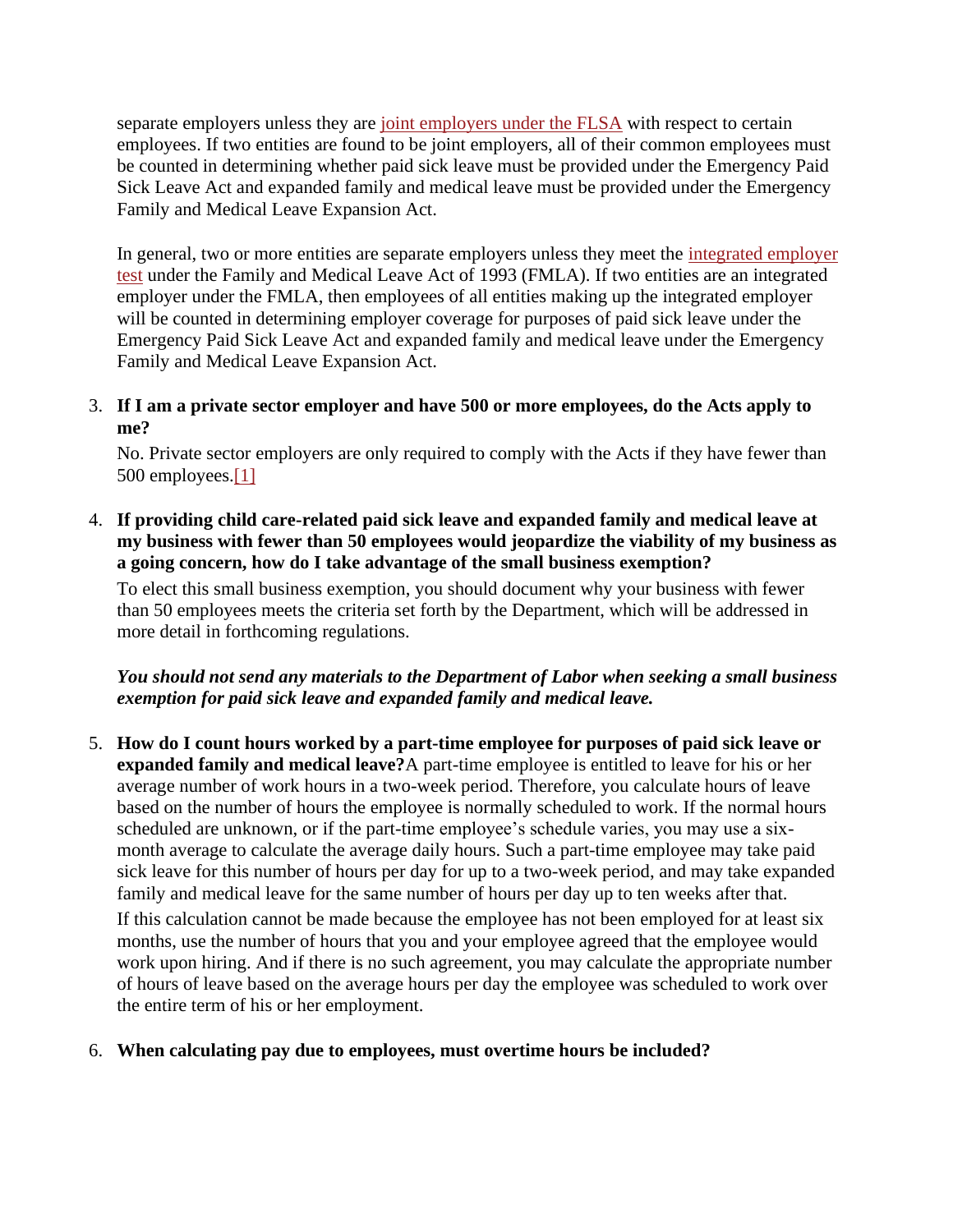separate employers unless they are joint employers under the FLSA with respect to certain employees. If two entities are found to be joint employers, all of their common employees must be counted in determining whether paid sick leave must be provided under the Emergency Paid Sick Leave Act and expanded family and medical leave must be provided under the Emergency Family and Medical Leave Expansion Act.

In general, two or more entities are separate employers unless they meet the integrated employer test under the Family and Medical Leave Act of 1993 (FMLA). If two entities are an integrated employer under the FMLA, then employees of all entities making up the integrated employer will be counted in determining employer coverage for purposes of paid sick leave under the Emergency Paid Sick Leave Act and expanded family and medical leave under the Emergency Family and Medical Leave Expansion Act.

3. **If I am a private sector employer and have 500 or more employees, do the Acts apply to me?**

   No. Private sector employers are only required to comply with the Acts if they have fewer than 500 employees.[1]

4. **If providing child care-related paid sick leave and expanded family and medical leave at my business with fewer than 50 employees would jeopardize the viability of my business as a going concern, how do I take advantage of the small business exemption?**

   To elect this small business exemption, you should document why your business with fewer than 50 employees meets the criteria set forth by the Department, which will be addressed in more detail in forthcoming regulations.

   ***You should not send any materials to the Department of Labor when seeking a small business exemption for paid sick leave and expanded family and medical leave.***

5. **How do I count hours worked by a part-time employee for purposes of paid sick leave or expanded family and medical leave?** A part-time employee is entitled to leave for his or her average number of work hours in a two-week period. Therefore, you calculate hours of leave based on the number of hours the employee is normally scheduled to work. If the normal hours scheduled are unknown, or if the part-time employee's schedule varies, you may use a six-month average to calculate the average daily hours. Such a part-time employee may take paid sick leave for this number of hours per day for up to a two-week period, and may take expanded family and medical leave for the same number of hours per day up to ten weeks after that.

   If this calculation cannot be made because the employee has not been employed for at least six months, use the number of hours that you and your employee agreed that the employee would work upon hiring. And if there is no such agreement, you may calculate the appropriate number of hours of leave based on the average hours per day the employee was scheduled to work over the entire term of his or her employment.

6. **When calculating pay due to employees, must overtime hours be included?**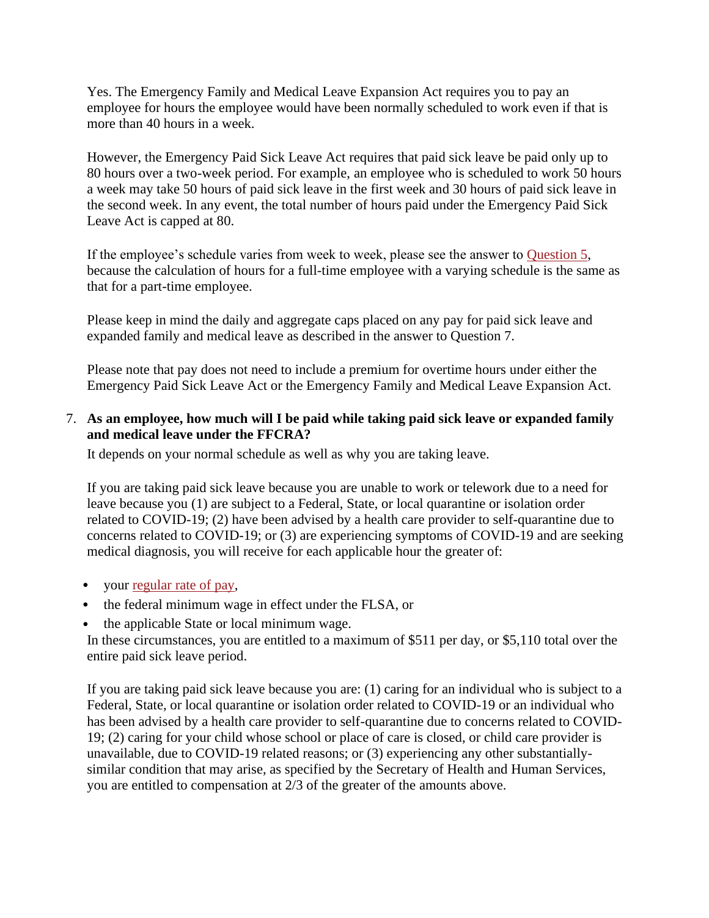Yes. The Emergency Family and Medical Leave Expansion Act requires you to pay an employee for hours the employee would have been normally scheduled to work even if that is more than 40 hours in a week.

However, the Emergency Paid Sick Leave Act requires that paid sick leave be paid only up to 80 hours over a two-week period. For example, an employee who is scheduled to work 50 hours a week may take 50 hours of paid sick leave in the first week and 30 hours of paid sick leave in the second week. In any event, the total number of hours paid under the Emergency Paid Sick Leave Act is capped at 80.

If the employee's schedule varies from week to week, please see the answer to Question 5, because the calculation of hours for a full-time employee with a varying schedule is the same as that for a part-time employee.

Please keep in mind the daily and aggregate caps placed on any pay for paid sick leave and expanded family and medical leave as described in the answer to Question 7.

Please note that pay does not need to include a premium for overtime hours under either the Emergency Paid Sick Leave Act or the Emergency Family and Medical Leave Expansion Act.

7. **As an employee, how much will I be paid while taking paid sick leave or expanded family and medical leave under the FFCRA?**

   It depends on your normal schedule as well as why you are taking leave.

   If you are taking paid sick leave because you are unable to work or telework due to a need for leave because you (1) are subject to a Federal, State, or local quarantine or isolation order related to COVID-19; (2) have been advised by a health care provider to self-quarantine due to concerns related to COVID-19; or (3) are experiencing symptoms of COVID-19 and are seeking medical diagnosis, you will receive for each applicable hour the greater of:

   - your regular rate of pay,
   - the federal minimum wage in effect under the FLSA, or
   - the applicable State or local minimum wage.

   In these circumstances, you are entitled to a maximum of $511 per day, or $5,110 total over the entire paid sick leave period.

   If you are taking paid sick leave because you are: (1) caring for an individual who is subject to a Federal, State, or local quarantine or isolation order related to COVID-19 or an individual who has been advised by a health care provider to self-quarantine due to concerns related to COVID-19; (2) caring for your child whose school or place of care is closed, or child care provider is unavailable, due to COVID-19 related reasons; or (3) experiencing any other substantially-similar condition that may arise, as specified by the Secretary of Health and Human Services, you are entitled to compensation at 2/3 of the greater of the amounts above.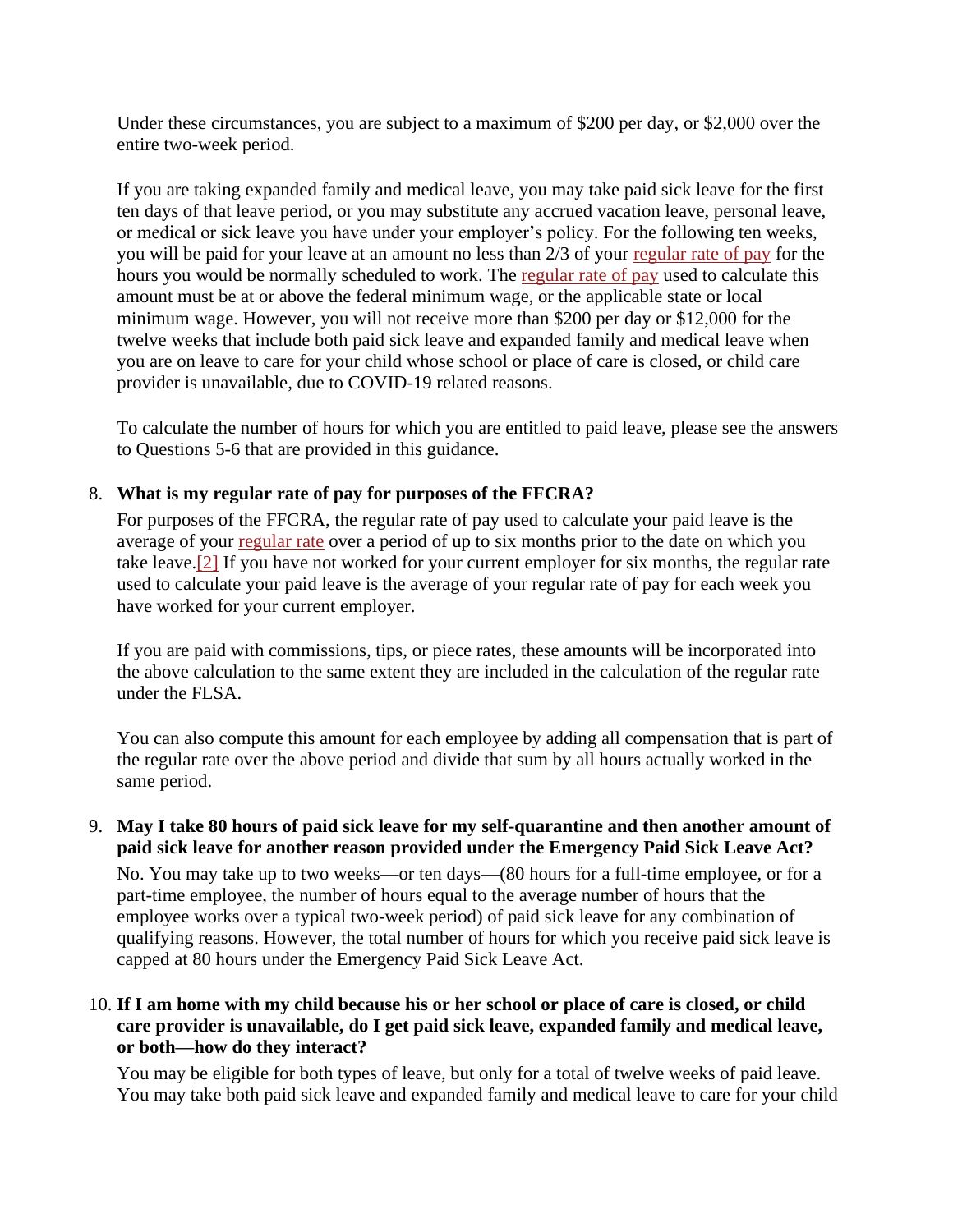Under these circumstances, you are subject to a maximum of $200 per day, or $2,000 over the entire two-week period.

If you are taking expanded family and medical leave, you may take paid sick leave for the first ten days of that leave period, or you may substitute any accrued vacation leave, personal leave, or medical or sick leave you have under your employer's policy. For the following ten weeks, you will be paid for your leave at an amount no less than 2/3 of your regular rate of pay for the hours you would be normally scheduled to work. The regular rate of pay used to calculate this amount must be at or above the federal minimum wage, or the applicable state or local minimum wage. However, you will not receive more than $200 per day or $12,000 for the twelve weeks that include both paid sick leave and expanded family and medical leave when you are on leave to care for your child whose school or place of care is closed, or child care provider is unavailable, due to COVID-19 related reasons.

To calculate the number of hours for which you are entitled to paid leave, please see the answers to Questions 5-6 that are provided in this guidance.

8. **What is my regular rate of pay for purposes of the FFCRA?**

   For purposes of the FFCRA, the regular rate of pay used to calculate your paid leave is the average of your regular rate over a period of up to six months prior to the date on which you take leave.[2] If you have not worked for your current employer for six months, the regular rate used to calculate your paid leave is the average of your regular rate of pay for each week you have worked for your current employer.

   If you are paid with commissions, tips, or piece rates, these amounts will be incorporated into the above calculation to the same extent they are included in the calculation of the regular rate under the FLSA.

   You can also compute this amount for each employee by adding all compensation that is part of the regular rate over the above period and divide that sum by all hours actually worked in the same period.

9. **May I take 80 hours of paid sick leave for my self-quarantine and then another amount of paid sick leave for another reason provided under the Emergency Paid Sick Leave Act?**

   No. You may take up to two weeks—or ten days—(80 hours for a full-time employee, or for a part-time employee, the number of hours equal to the average number of hours that the employee works over a typical two-week period) of paid sick leave for any combination of qualifying reasons. However, the total number of hours for which you receive paid sick leave is capped at 80 hours under the Emergency Paid Sick Leave Act.

10. **If I am home with my child because his or her school or place of care is closed, or child care provider is unavailable, do I get paid sick leave, expanded family and medical leave, or both—how do they interact?**

    You may be eligible for both types of leave, but only for a total of twelve weeks of paid leave. You may take both paid sick leave and expanded family and medical leave to care for your child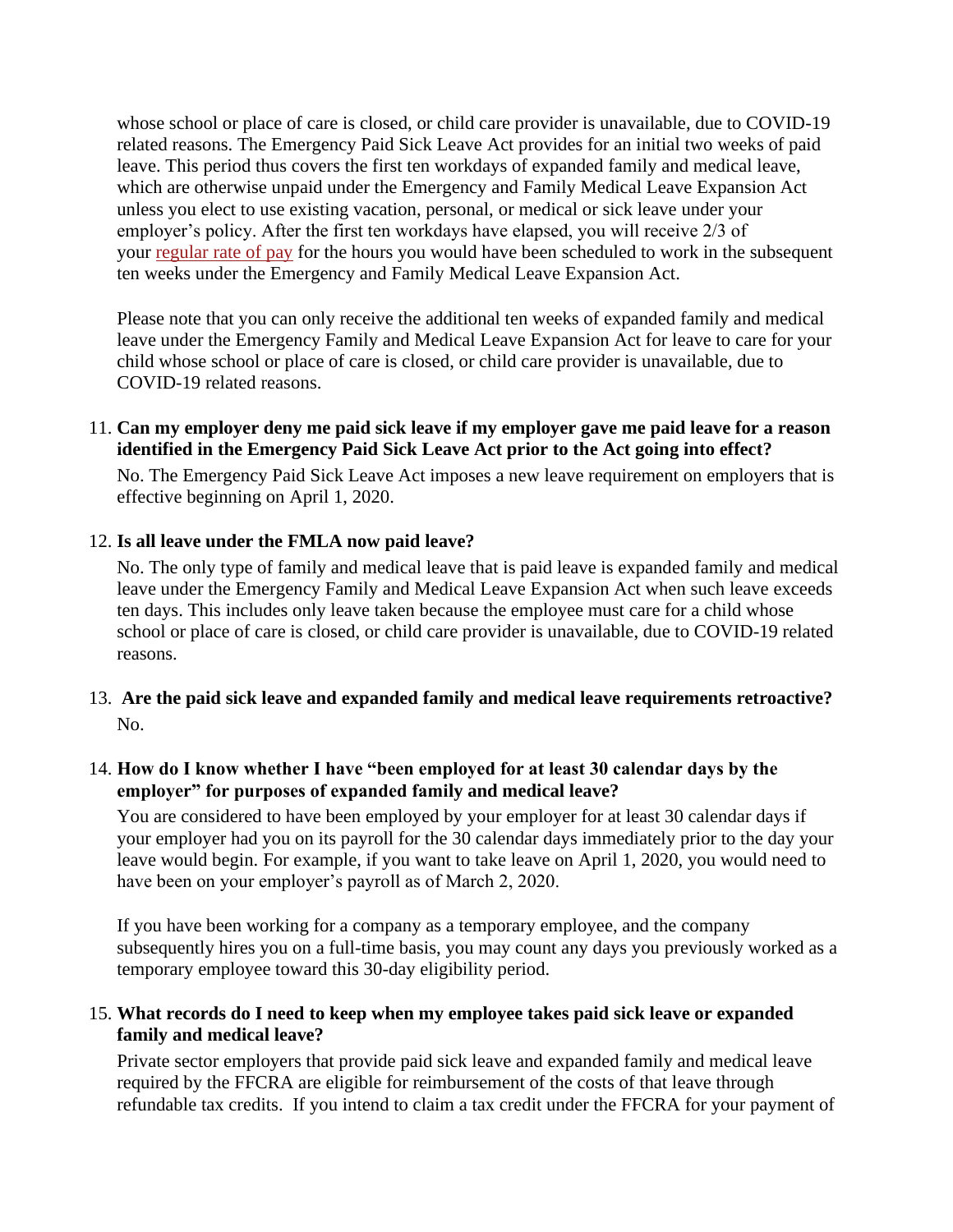whose school or place of care is closed, or child care provider is unavailable, due to COVID-19 related reasons. The Emergency Paid Sick Leave Act provides for an initial two weeks of paid leave. This period thus covers the first ten workdays of expanded family and medical leave, which are otherwise unpaid under the Emergency and Family Medical Leave Expansion Act unless you elect to use existing vacation, personal, or medical or sick leave under your employer's policy. After the first ten workdays have elapsed, you will receive 2/3 of your regular rate of pay for the hours you would have been scheduled to work in the subsequent ten weeks under the Emergency and Family Medical Leave Expansion Act.

Please note that you can only receive the additional ten weeks of expanded family and medical leave under the Emergency Family and Medical Leave Expansion Act for leave to care for your child whose school or place of care is closed, or child care provider is unavailable, due to COVID-19 related reasons.

11. **Can my employer deny me paid sick leave if my employer gave me paid leave for a reason identified in the Emergency Paid Sick Leave Act prior to the Act going into effect?**

    No. The Emergency Paid Sick Leave Act imposes a new leave requirement on employers that is effective beginning on April 1, 2020.

12. **Is all leave under the FMLA now paid leave?**

    No. The only type of family and medical leave that is paid leave is expanded family and medical leave under the Emergency Family and Medical Leave Expansion Act when such leave exceeds ten days. This includes only leave taken because the employee must care for a child whose school or place of care is closed, or child care provider is unavailable, due to COVID-19 related reasons.

13. **Are the paid sick leave and expanded family and medical leave requirements retroactive?**

    No.

14. **How do I know whether I have "been employed for at least 30 calendar days by the employer" for purposes of expanded family and medical leave?**

    You are considered to have been employed by your employer for at least 30 calendar days if your employer had you on its payroll for the 30 calendar days immediately prior to the day your leave would begin. For example, if you want to take leave on April 1, 2020, you would need to have been on your employer's payroll as of March 2, 2020.

    If you have been working for a company as a temporary employee, and the company subsequently hires you on a full-time basis, you may count any days you previously worked as a temporary employee toward this 30-day eligibility period.

15. **What records do I need to keep when my employee takes paid sick leave or expanded family and medical leave?**

    Private sector employers that provide paid sick leave and expanded family and medical leave required by the FFCRA are eligible for reimbursement of the costs of that leave through refundable tax credits. If you intend to claim a tax credit under the FFCRA for your payment of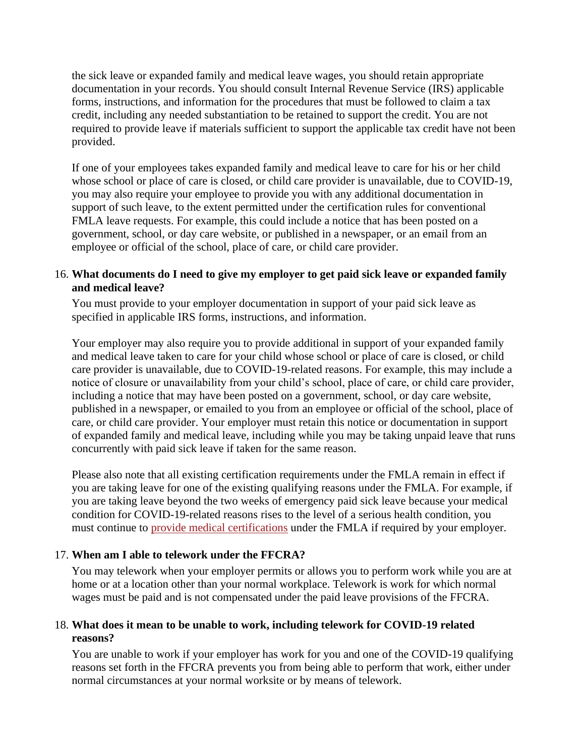the sick leave or expanded family and medical leave wages, you should retain appropriate documentation in your records. You should consult Internal Revenue Service (IRS) applicable forms, instructions, and information for the procedures that must be followed to claim a tax credit, including any needed substantiation to be retained to support the credit. You are not required to provide leave if materials sufficient to support the applicable tax credit have not been provided.

If one of your employees takes expanded family and medical leave to care for his or her child whose school or place of care is closed, or child care provider is unavailable, due to COVID-19, you may also require your employee to provide you with any additional documentation in support of such leave, to the extent permitted under the certification rules for conventional FMLA leave requests. For example, this could include a notice that has been posted on a government, school, or day care website, or published in a newspaper, or an email from an employee or official of the school, place of care, or child care provider.

16. **What documents do I need to give my employer to get paid sick leave or expanded family and medical leave?**

   You must provide to your employer documentation in support of your paid sick leave as specified in applicable IRS forms, instructions, and information.

   Your employer may also require you to provide additional in support of your expanded family and medical leave taken to care for your child whose school or place of care is closed, or child care provider is unavailable, due to COVID-19-related reasons. For example, this may include a notice of closure or unavailability from your child's school, place of care, or child care provider, including a notice that may have been posted on a government, school, or day care website, published in a newspaper, or emailed to you from an employee or official of the school, place of care, or child care provider. Your employer must retain this notice or documentation in support of expanded family and medical leave, including while you may be taking unpaid leave that runs concurrently with paid sick leave if taken for the same reason.

   Please also note that all existing certification requirements under the FMLA remain in effect if you are taking leave for one of the existing qualifying reasons under the FMLA. For example, if you are taking leave beyond the two weeks of emergency paid sick leave because your medical condition for COVID-19-related reasons rises to the level of a serious health condition, you must continue to provide medical certifications under the FMLA if required by your employer.

17. **When am I able to telework under the FFCRA?**

   You may telework when your employer permits or allows you to perform work while you are at home or at a location other than your normal workplace. Telework is work for which normal wages must be paid and is not compensated under the paid leave provisions of the FFCRA.

18. **What does it mean to be unable to work, including telework for COVID-19 related reasons?**

   You are unable to work if your employer has work for you and one of the COVID-19 qualifying reasons set forth in the FFCRA prevents you from being able to perform that work, either under normal circumstances at your normal worksite or by means of telework.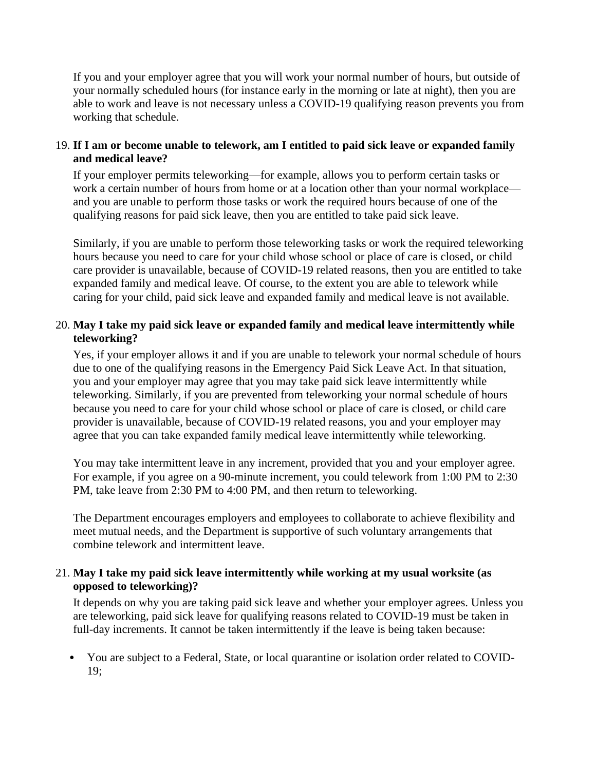If you and your employer agree that you will work your normal number of hours, but outside of your normally scheduled hours (for instance early in the morning or late at night), then you are able to work and leave is not necessary unless a COVID-19 qualifying reason prevents you from working that schedule.

19. **If I am or become unable to telework, am I entitled to paid sick leave or expanded family and medical leave?**

    If your employer permits teleworking—for example, allows you to perform certain tasks or work a certain number of hours from home or at a location other than your normal workplace—and you are unable to perform those tasks or work the required hours because of one of the qualifying reasons for paid sick leave, then you are entitled to take paid sick leave.

    Similarly, if you are unable to perform those teleworking tasks or work the required teleworking hours because you need to care for your child whose school or place of care is closed, or child care provider is unavailable, because of COVID-19 related reasons, then you are entitled to take expanded family and medical leave. Of course, to the extent you are able to telework while caring for your child, paid sick leave and expanded family and medical leave is not available.

20. **May I take my paid sick leave or expanded family and medical leave intermittently while teleworking?**

    Yes, if your employer allows it and if you are unable to telework your normal schedule of hours due to one of the qualifying reasons in the Emergency Paid Sick Leave Act. In that situation, you and your employer may agree that you may take paid sick leave intermittently while teleworking. Similarly, if you are prevented from teleworking your normal schedule of hours because you need to care for your child whose school or place of care is closed, or child care provider is unavailable, because of COVID-19 related reasons, you and your employer may agree that you can take expanded family medical leave intermittently while teleworking.

    You may take intermittent leave in any increment, provided that you and your employer agree. For example, if you agree on a 90-minute increment, you could telework from 1:00 PM to 2:30 PM, take leave from 2:30 PM to 4:00 PM, and then return to teleworking.

    The Department encourages employers and employees to collaborate to achieve flexibility and meet mutual needs, and the Department is supportive of such voluntary arrangements that combine telework and intermittent leave.

21. **May I take my paid sick leave intermittently while working at my usual worksite (as opposed to teleworking)?**

    It depends on why you are taking paid sick leave and whether your employer agrees. Unless you are teleworking, paid sick leave for qualifying reasons related to COVID-19 must be taken in full-day increments. It cannot be taken intermittently if the leave is being taken because:

    - You are subject to a Federal, State, or local quarantine or isolation order related to COVID-19;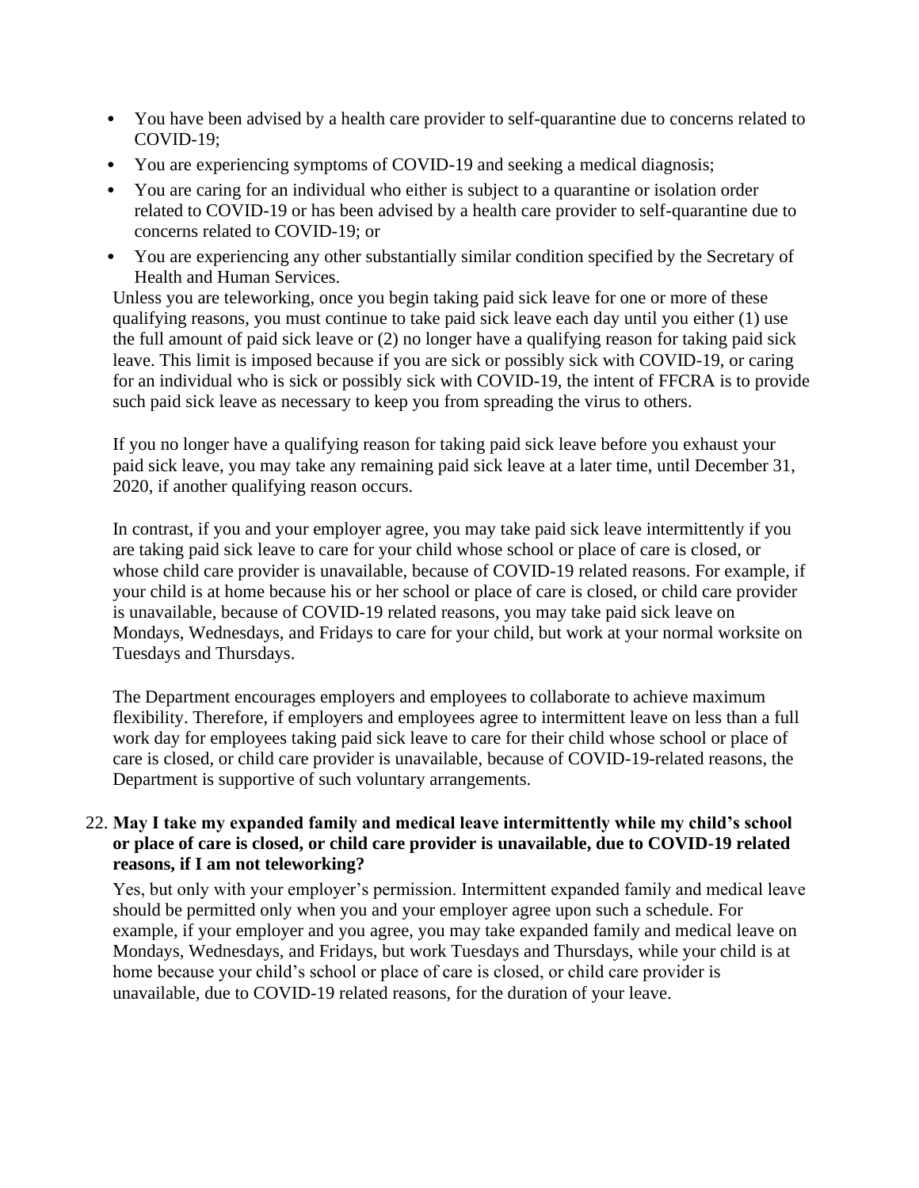- You have been advised by a health care provider to self-quarantine due to concerns related to COVID-19;
- You are experiencing symptoms of COVID-19 and seeking a medical diagnosis;
- You are caring for an individual who either is subject to a quarantine or isolation order related to COVID-19 or has been advised by a health care provider to self-quarantine due to concerns related to COVID-19; or
- You are experiencing any other substantially similar condition specified by the Secretary of Health and Human Services.

Unless you are teleworking, once you begin taking paid sick leave for one or more of these qualifying reasons, you must continue to take paid sick leave each day until you either (1) use the full amount of paid sick leave or (2) no longer have a qualifying reason for taking paid sick leave. This limit is imposed because if you are sick or possibly sick with COVID-19, or caring for an individual who is sick or possibly sick with COVID-19, the intent of FFCRA is to provide such paid sick leave as necessary to keep you from spreading the virus to others.

If you no longer have a qualifying reason for taking paid sick leave before you exhaust your paid sick leave, you may take any remaining paid sick leave at a later time, until December 31, 2020, if another qualifying reason occurs.

In contrast, if you and your employer agree, you may take paid sick leave intermittently if you are taking paid sick leave to care for your child whose school or place of care is closed, or whose child care provider is unavailable, because of COVID-19 related reasons. For example, if your child is at home because his or her school or place of care is closed, or child care provider is unavailable, because of COVID-19 related reasons, you may take paid sick leave on Mondays, Wednesdays, and Fridays to care for your child, but work at your normal worksite on Tuesdays and Thursdays.

The Department encourages employers and employees to collaborate to achieve maximum flexibility. Therefore, if employers and employees agree to intermittent leave on less than a full work day for employees taking paid sick leave to care for their child whose school or place of care is closed, or child care provider is unavailable, because of COVID-19-related reasons, the Department is supportive of such voluntary arrangements.

22. **May I take my expanded family and medical leave intermittently while my child's school or place of care is closed, or child care provider is unavailable, due to COVID-19 related reasons, if I am not teleworking?**

    Yes, but only with your employer's permission. Intermittent expanded family and medical leave should be permitted only when you and your employer agree upon such a schedule. For example, if your employer and you agree, you may take expanded family and medical leave on Mondays, Wednesdays, and Fridays, but work Tuesdays and Thursdays, while your child is at home because your child's school or place of care is closed, or child care provider is unavailable, due to COVID-19 related reasons, for the duration of your leave.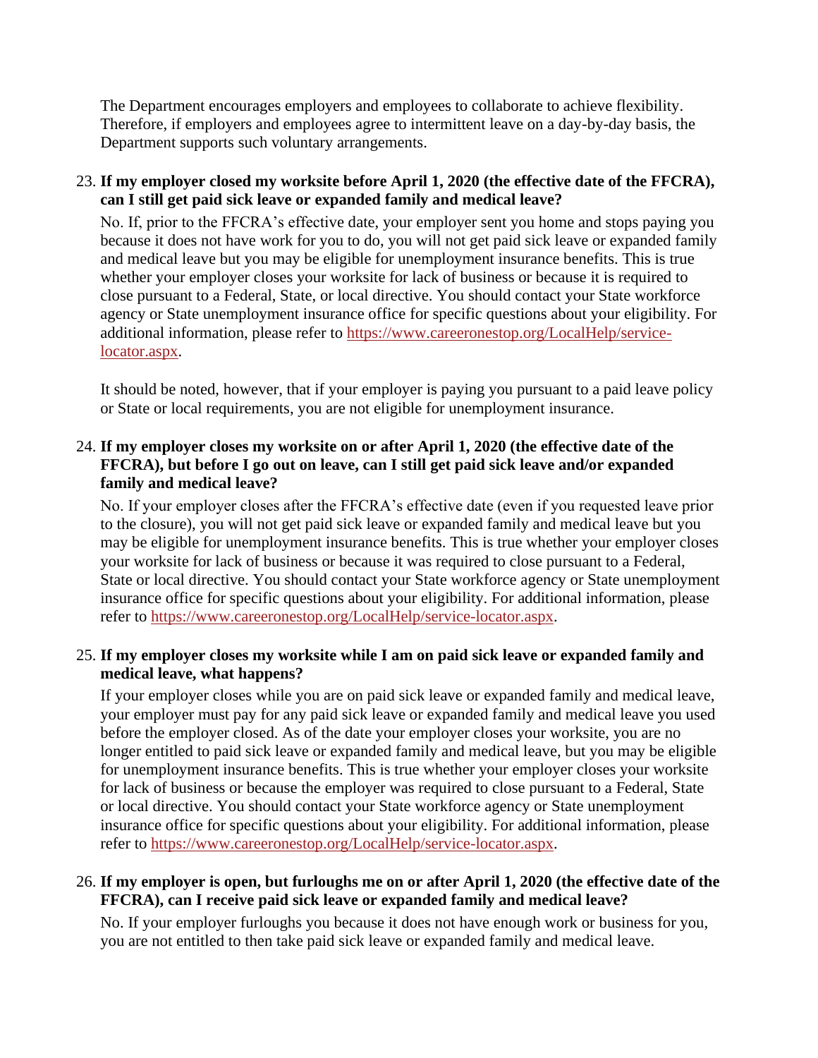The Department encourages employers and employees to collaborate to achieve flexibility. Therefore, if employers and employees agree to intermittent leave on a day-by-day basis, the Department supports such voluntary arrangements.

23. **If my employer closed my worksite before April 1, 2020 (the effective date of the FFCRA), can I still get paid sick leave or expanded family and medical leave?**

    No. If, prior to the FFCRA's effective date, your employer sent you home and stops paying you because it does not have work for you to do, you will not get paid sick leave or expanded family and medical leave but you may be eligible for unemployment insurance benefits. This is true whether your employer closes your worksite for lack of business or because it is required to close pursuant to a Federal, State, or local directive. You should contact your State workforce agency or State unemployment insurance office for specific questions about your eligibility. For additional information, please refer to [https://www.careeronestop.org/LocalHelp/service-locator.aspx](https://www.careeronestop.org/LocalHelp/service-locator.aspx).

    It should be noted, however, that if your employer is paying you pursuant to a paid leave policy or State or local requirements, you are not eligible for unemployment insurance.

24. **If my employer closes my worksite on or after April 1, 2020 (the effective date of the FFCRA), but before I go out on leave, can I still get paid sick leave and/or expanded family and medical leave?**

    No. If your employer closes after the FFCRA's effective date (even if you requested leave prior to the closure), you will not get paid sick leave or expanded family and medical leave but you may be eligible for unemployment insurance benefits. This is true whether your employer closes your worksite for lack of business or because it was required to close pursuant to a Federal, State or local directive. You should contact your State workforce agency or State unemployment insurance office for specific questions about your eligibility. For additional information, please refer to [https://www.careeronestop.org/LocalHelp/service-locator.aspx](https://www.careeronestop.org/LocalHelp/service-locator.aspx).

25. **If my employer closes my worksite while I am on paid sick leave or expanded family and medical leave, what happens?**

    If your employer closes while you are on paid sick leave or expanded family and medical leave, your employer must pay for any paid sick leave or expanded family and medical leave you used before the employer closed. As of the date your employer closes your worksite, you are no longer entitled to paid sick leave or expanded family and medical leave, but you may be eligible for unemployment insurance benefits. This is true whether your employer closes your worksite for lack of business or because the employer was required to close pursuant to a Federal, State or local directive. You should contact your State workforce agency or State unemployment insurance office for specific questions about your eligibility. For additional information, please refer to [https://www.careeronestop.org/LocalHelp/service-locator.aspx](https://www.careeronestop.org/LocalHelp/service-locator.aspx).

26. **If my employer is open, but furloughs me on or after April 1, 2020 (the effective date of the FFCRA), can I receive paid sick leave or expanded family and medical leave?**

    No. If your employer furloughs you because it does not have enough work or business for you, you are not entitled to then take paid sick leave or expanded family and medical leave.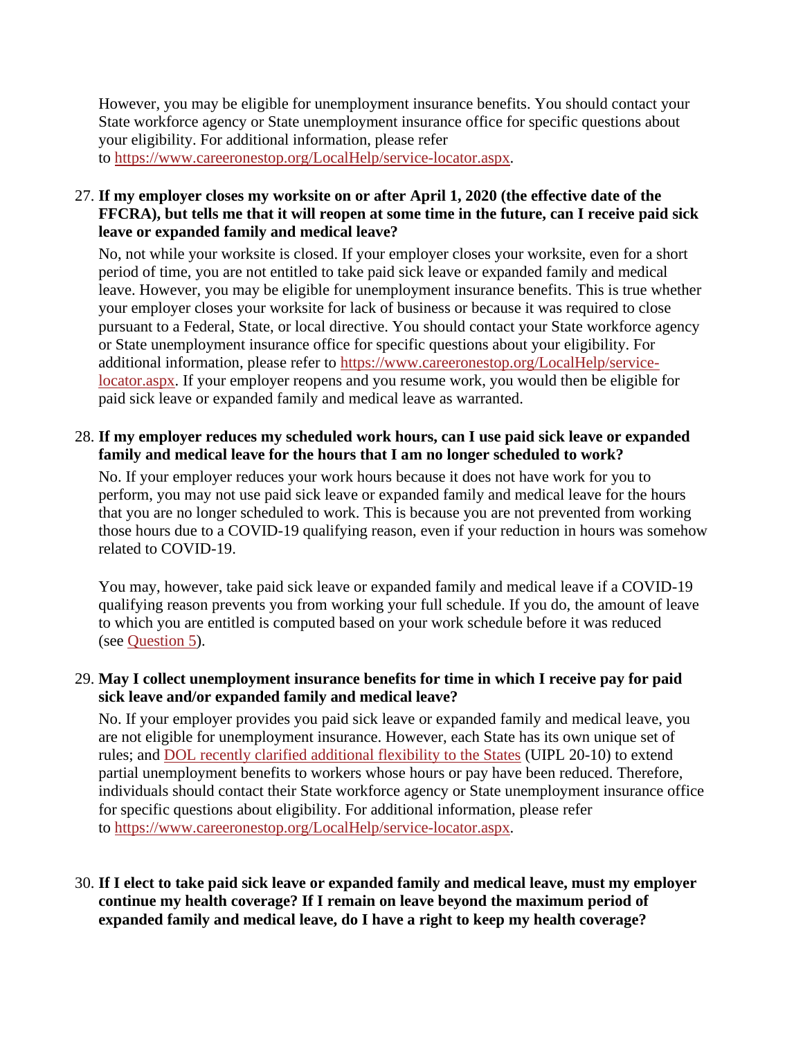However, you may be eligible for unemployment insurance benefits. You should contact your State workforce agency or State unemployment insurance office for specific questions about your eligibility. For additional information, please refer to [https://www.careeronestop.org/LocalHelp/service-locator.aspx](https://www.careeronestop.org/LocalHelp/service-locator.aspx).

27. **If my employer closes my worksite on or after April 1, 2020 (the effective date of the FFCRA), but tells me that it will reopen at some time in the future, can I receive paid sick leave or expanded family and medical leave?**

    No, not while your worksite is closed. If your employer closes your worksite, even for a short period of time, you are not entitled to take paid sick leave or expanded family and medical leave. However, you may be eligible for unemployment insurance benefits. This is true whether your employer closes your worksite for lack of business or because it was required to close pursuant to a Federal, State, or local directive. You should contact your State workforce agency or State unemployment insurance office for specific questions about your eligibility. For additional information, please refer to [https://www.careeronestop.org/LocalHelp/service-locator.aspx](https://www.careeronestop.org/LocalHelp/service-locator.aspx). If your employer reopens and you resume work, you would then be eligible for paid sick leave or expanded family and medical leave as warranted.

28. **If my employer reduces my scheduled work hours, can I use paid sick leave or expanded family and medical leave for the hours that I am no longer scheduled to work?**

    No. If your employer reduces your work hours because it does not have work for you to perform, you may not use paid sick leave or expanded family and medical leave for the hours that you are no longer scheduled to work. This is because you are not prevented from working those hours due to a COVID-19 qualifying reason, even if your reduction in hours was somehow related to COVID-19.

    You may, however, take paid sick leave or expanded family and medical leave if a COVID-19 qualifying reason prevents you from working your full schedule. If you do, the amount of leave to which you are entitled is computed based on your work schedule before it was reduced (see Question 5).

29. **May I collect unemployment insurance benefits for time in which I receive pay for paid sick leave and/or expanded family and medical leave?**

    No. If your employer provides you paid sick leave or expanded family and medical leave, you are not eligible for unemployment insurance. However, each State has its own unique set of rules; and DOL recently clarified additional flexibility to the States (UIPL 20-10) to extend partial unemployment benefits to workers whose hours or pay have been reduced. Therefore, individuals should contact their State workforce agency or State unemployment insurance office for specific questions about eligibility. For additional information, please refer to [https://www.careeronestop.org/LocalHelp/service-locator.aspx](https://www.careeronestop.org/LocalHelp/service-locator.aspx).

30. **If I elect to take paid sick leave or expanded family and medical leave, must my employer continue my health coverage? If I remain on leave beyond the maximum period of expanded family and medical leave, do I have a right to keep my health coverage?**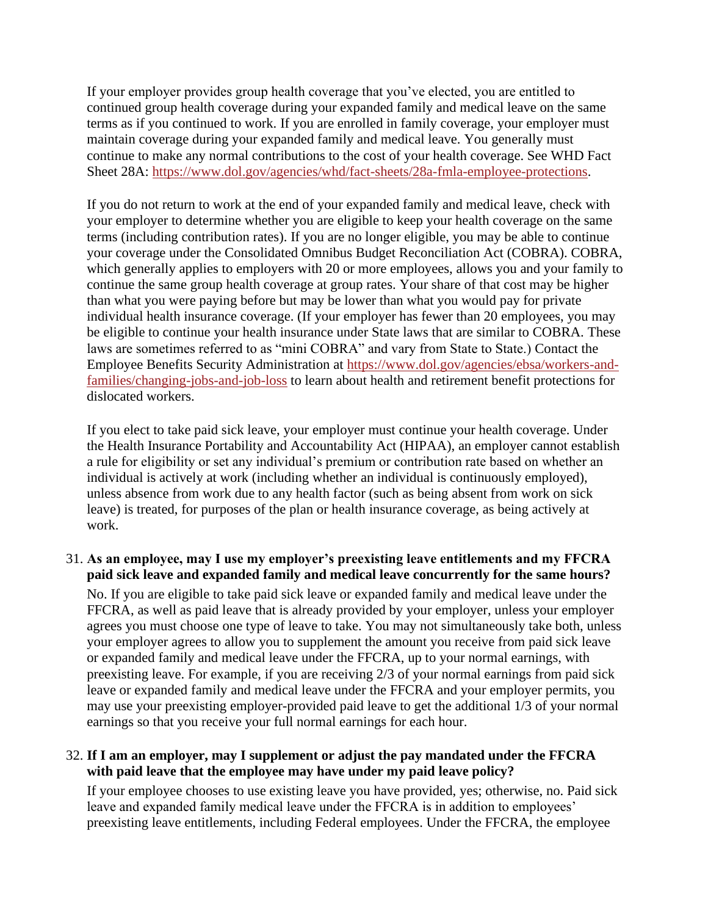If your employer provides group health coverage that you've elected, you are entitled to continued group health coverage during your expanded family and medical leave on the same terms as if you continued to work. If you are enrolled in family coverage, your employer must maintain coverage during your expanded family and medical leave. You generally must continue to make any normal contributions to the cost of your health coverage. See WHD Fact Sheet 28A: https://www.dol.gov/agencies/whd/fact-sheets/28a-fmla-employee-protections.

If you do not return to work at the end of your expanded family and medical leave, check with your employer to determine whether you are eligible to keep your health coverage on the same terms (including contribution rates). If you are no longer eligible, you may be able to continue your coverage under the Consolidated Omnibus Budget Reconciliation Act (COBRA). COBRA, which generally applies to employers with 20 or more employees, allows you and your family to continue the same group health coverage at group rates. Your share of that cost may be higher than what you were paying before but may be lower than what you would pay for private individual health insurance coverage. (If your employer has fewer than 20 employees, you may be eligible to continue your health insurance under State laws that are similar to COBRA. These laws are sometimes referred to as "mini COBRA" and vary from State to State.) Contact the Employee Benefits Security Administration at https://www.dol.gov/agencies/ebsa/workers-and-families/changing-jobs-and-job-loss to learn about health and retirement benefit protections for dislocated workers.

If you elect to take paid sick leave, your employer must continue your health coverage. Under the Health Insurance Portability and Accountability Act (HIPAA), an employer cannot establish a rule for eligibility or set any individual's premium or contribution rate based on whether an individual is actively at work (including whether an individual is continuously employed), unless absence from work due to any health factor (such as being absent from work on sick leave) is treated, for purposes of the plan or health insurance coverage, as being actively at work.

31. **As an employee, may I use my employer's preexisting leave entitlements and my FFCRA paid sick leave and expanded family and medical leave concurrently for the same hours?**

    No. If you are eligible to take paid sick leave or expanded family and medical leave under the FFCRA, as well as paid leave that is already provided by your employer, unless your employer agrees you must choose one type of leave to take. You may not simultaneously take both, unless your employer agrees to allow you to supplement the amount you receive from paid sick leave or expanded family and medical leave under the FFCRA, up to your normal earnings, with preexisting leave. For example, if you are receiving 2/3 of your normal earnings from paid sick leave or expanded family and medical leave under the FFCRA and your employer permits, you may use your preexisting employer-provided paid leave to get the additional 1/3 of your normal earnings so that you receive your full normal earnings for each hour.

32. **If I am an employer, may I supplement or adjust the pay mandated under the FFCRA with paid leave that the employee may have under my paid leave policy?**

    If your employee chooses to use existing leave you have provided, yes; otherwise, no. Paid sick leave and expanded family medical leave under the FFCRA is in addition to employees' preexisting leave entitlements, including Federal employees. Under the FFCRA, the employee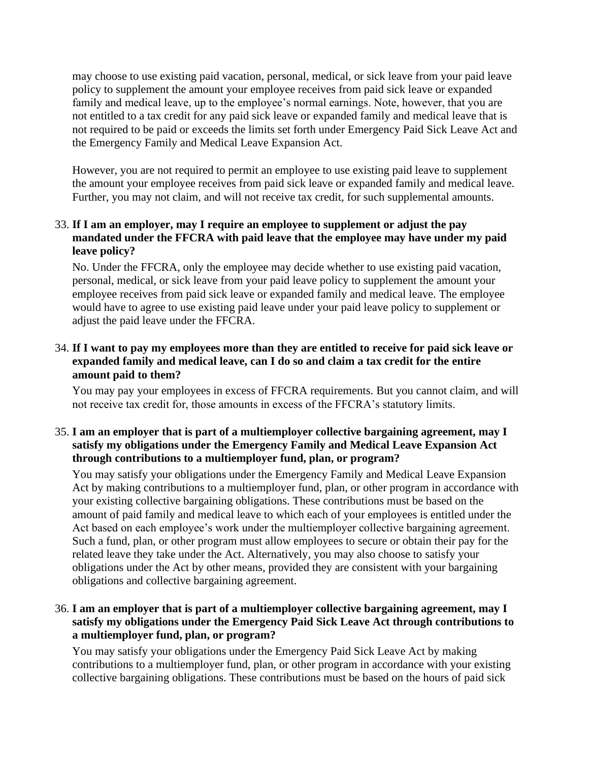may choose to use existing paid vacation, personal, medical, or sick leave from your paid leave policy to supplement the amount your employee receives from paid sick leave or expanded family and medical leave, up to the employee's normal earnings. Note, however, that you are not entitled to a tax credit for any paid sick leave or expanded family and medical leave that is not required to be paid or exceeds the limits set forth under Emergency Paid Sick Leave Act and the Emergency Family and Medical Leave Expansion Act.

However, you are not required to permit an employee to use existing paid leave to supplement the amount your employee receives from paid sick leave or expanded family and medical leave. Further, you may not claim, and will not receive tax credit, for such supplemental amounts.

33. **If I am an employer, may I require an employee to supplement or adjust the pay mandated under the FFCRA with paid leave that the employee may have under my paid leave policy?**

    No. Under the FFCRA, only the employee may decide whether to use existing paid vacation, personal, medical, or sick leave from your paid leave policy to supplement the amount your employee receives from paid sick leave or expanded family and medical leave. The employee would have to agree to use existing paid leave under your paid leave policy to supplement or adjust the paid leave under the FFCRA.

34. **If I want to pay my employees more than they are entitled to receive for paid sick leave or expanded family and medical leave, can I do so and claim a tax credit for the entire amount paid to them?**

    You may pay your employees in excess of FFCRA requirements. But you cannot claim, and will not receive tax credit for, those amounts in excess of the FFCRA's statutory limits.

35. **I am an employer that is part of a multiemployer collective bargaining agreement, may I satisfy my obligations under the Emergency Family and Medical Leave Expansion Act through contributions to a multiemployer fund, plan, or program?**

    You may satisfy your obligations under the Emergency Family and Medical Leave Expansion Act by making contributions to a multiemployer fund, plan, or other program in accordance with your existing collective bargaining obligations. These contributions must be based on the amount of paid family and medical leave to which each of your employees is entitled under the Act based on each employee's work under the multiemployer collective bargaining agreement. Such a fund, plan, or other program must allow employees to secure or obtain their pay for the related leave they take under the Act. Alternatively, you may also choose to satisfy your obligations under the Act by other means, provided they are consistent with your bargaining obligations and collective bargaining agreement.

36. **I am an employer that is part of a multiemployer collective bargaining agreement, may I satisfy my obligations under the Emergency Paid Sick Leave Act through contributions to a multiemployer fund, plan, or program?**

    You may satisfy your obligations under the Emergency Paid Sick Leave Act by making contributions to a multiemployer fund, plan, or other program in accordance with your existing collective bargaining obligations. These contributions must be based on the hours of paid sick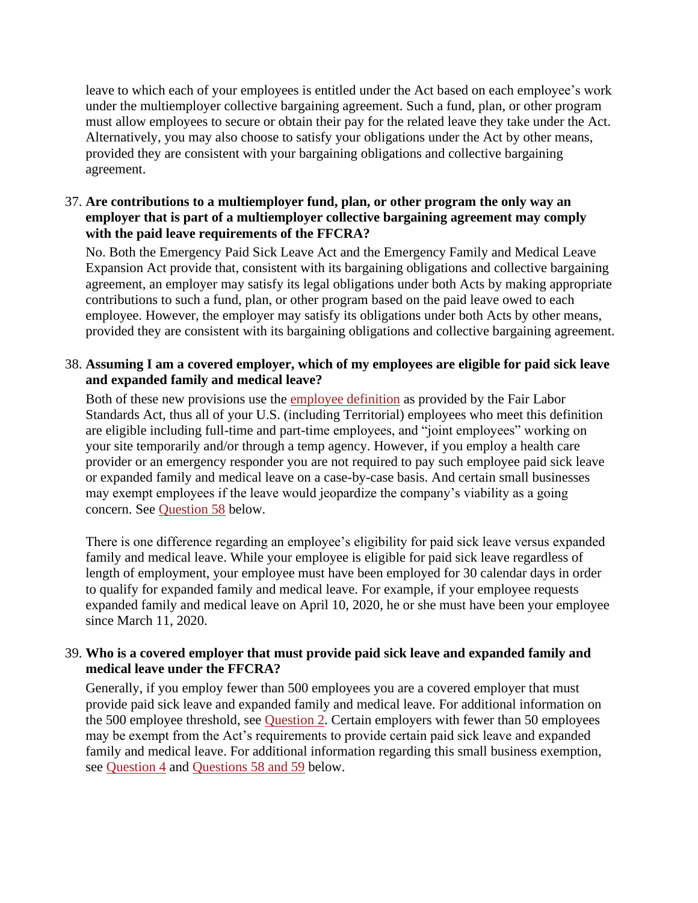leave to which each of your employees is entitled under the Act based on each employee's work under the multiemployer collective bargaining agreement. Such a fund, plan, or other program must allow employees to secure or obtain their pay for the related leave they take under the Act. Alternatively, you may also choose to satisfy your obligations under the Act by other means, provided they are consistent with your bargaining obligations and collective bargaining agreement.

37. **Are contributions to a multiemployer fund, plan, or other program the only way an employer that is part of a multiemployer collective bargaining agreement may comply with the paid leave requirements of the FFCRA?**

    No. Both the Emergency Paid Sick Leave Act and the Emergency Family and Medical Leave Expansion Act provide that, consistent with its bargaining obligations and collective bargaining agreement, an employer may satisfy its legal obligations under both Acts by making appropriate contributions to such a fund, plan, or other program based on the paid leave owed to each employee. However, the employer may satisfy its obligations under both Acts by other means, provided they are consistent with its bargaining obligations and collective bargaining agreement.

38. **Assuming I am a covered employer, which of my employees are eligible for paid sick leave and expanded family and medical leave?**

    Both of these new provisions use the employee definition as provided by the Fair Labor Standards Act, thus all of your U.S. (including Territorial) employees who meet this definition are eligible including full-time and part-time employees, and "joint employees" working on your site temporarily and/or through a temp agency. However, if you employ a health care provider or an emergency responder you are not required to pay such employee paid sick leave or expanded family and medical leave on a case-by-case basis. And certain small businesses may exempt employees if the leave would jeopardize the company's viability as a going concern. See Question 58 below.

    There is one difference regarding an employee's eligibility for paid sick leave versus expanded family and medical leave. While your employee is eligible for paid sick leave regardless of length of employment, your employee must have been employed for 30 calendar days in order to qualify for expanded family and medical leave. For example, if your employee requests expanded family and medical leave on April 10, 2020, he or she must have been your employee since March 11, 2020.

39. **Who is a covered employer that must provide paid sick leave and expanded family and medical leave under the FFCRA?**

    Generally, if you employ fewer than 500 employees you are a covered employer that must provide paid sick leave and expanded family and medical leave. For additional information on the 500 employee threshold, see Question 2. Certain employers with fewer than 50 employees may be exempt from the Act's requirements to provide certain paid sick leave and expanded family and medical leave. For additional information regarding this small business exemption, see Question 4 and Questions 58 and 59 below.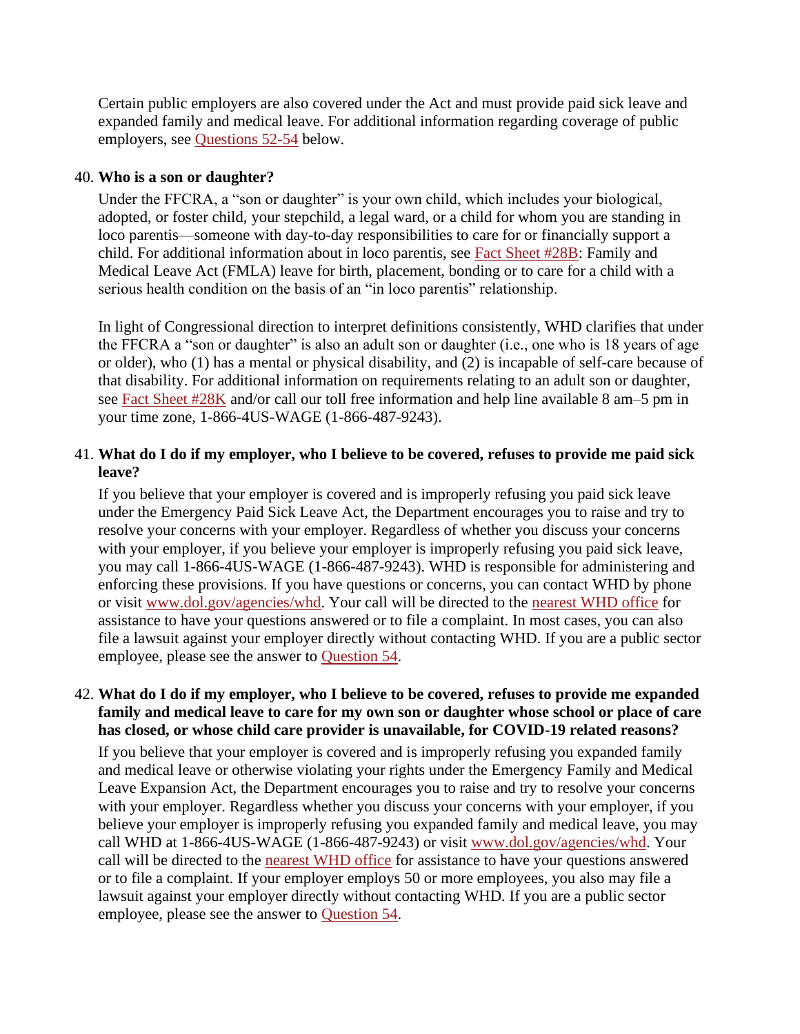Certain public employers are also covered under the Act and must provide paid sick leave and expanded family and medical leave. For additional information regarding coverage of public employers, see [Questions 52-54](#) below.

40. **Who is a son or daughter?**

    Under the FFCRA, a "son or daughter" is your own child, which includes your biological, adopted, or foster child, your stepchild, a legal ward, or a child for whom you are standing in loco parentis—someone with day-to-day responsibilities to care for or financially support a child. For additional information about in loco parentis, see [Fact Sheet #28B](#): Family and Medical Leave Act (FMLA) leave for birth, placement, bonding or to care for a child with a serious health condition on the basis of an "in loco parentis" relationship.

    In light of Congressional direction to interpret definitions consistently, WHD clarifies that under the FFCRA a "son or daughter" is also an adult son or daughter (i.e., one who is 18 years of age or older), who (1) has a mental or physical disability, and (2) is incapable of self-care because of that disability. For additional information on requirements relating to an adult son or daughter, see [Fact Sheet #28K](#) and/or call our toll free information and help line available 8 am–5 pm in your time zone, 1-866-4US-WAGE (1-866-487-9243).

41. **What do I do if my employer, who I believe to be covered, refuses to provide me paid sick leave?**

    If you believe that your employer is covered and is improperly refusing you paid sick leave under the Emergency Paid Sick Leave Act, the Department encourages you to raise and try to resolve your concerns with your employer. Regardless of whether you discuss your concerns with your employer, if you believe your employer is improperly refusing you paid sick leave, you may call 1-866-4US-WAGE (1-866-487-9243). WHD is responsible for administering and enforcing these provisions. If you have questions or concerns, you can contact WHD by phone or visit [www.dol.gov/agencies/whd](www.dol.gov/agencies/whd). Your call will be directed to the [nearest WHD office](#) for assistance to have your questions answered or to file a complaint. In most cases, you can also file a lawsuit against your employer directly without contacting WHD. If you are a public sector employee, please see the answer to [Question 54](#).

42. **What do I do if my employer, who I believe to be covered, refuses to provide me expanded family and medical leave to care for my own son or daughter whose school or place of care has closed, or whose child care provider is unavailable, for COVID-19 related reasons?**

    If you believe that your employer is covered and is improperly refusing you expanded family and medical leave or otherwise violating your rights under the Emergency Family and Medical Leave Expansion Act, the Department encourages you to raise and try to resolve your concerns with your employer. Regardless whether you discuss your concerns with your employer, if you believe your employer is improperly refusing you expanded family and medical leave, you may call WHD at 1-866-4US-WAGE (1-866-487-9243) or visit [www.dol.gov/agencies/whd](www.dol.gov/agencies/whd). Your call will be directed to the [nearest WHD office](#) for assistance to have your questions answered or to file a complaint. If your employer employs 50 or more employees, you also may file a lawsuit against your employer directly without contacting WHD. If you are a public sector employee, please see the answer to [Question 54](#).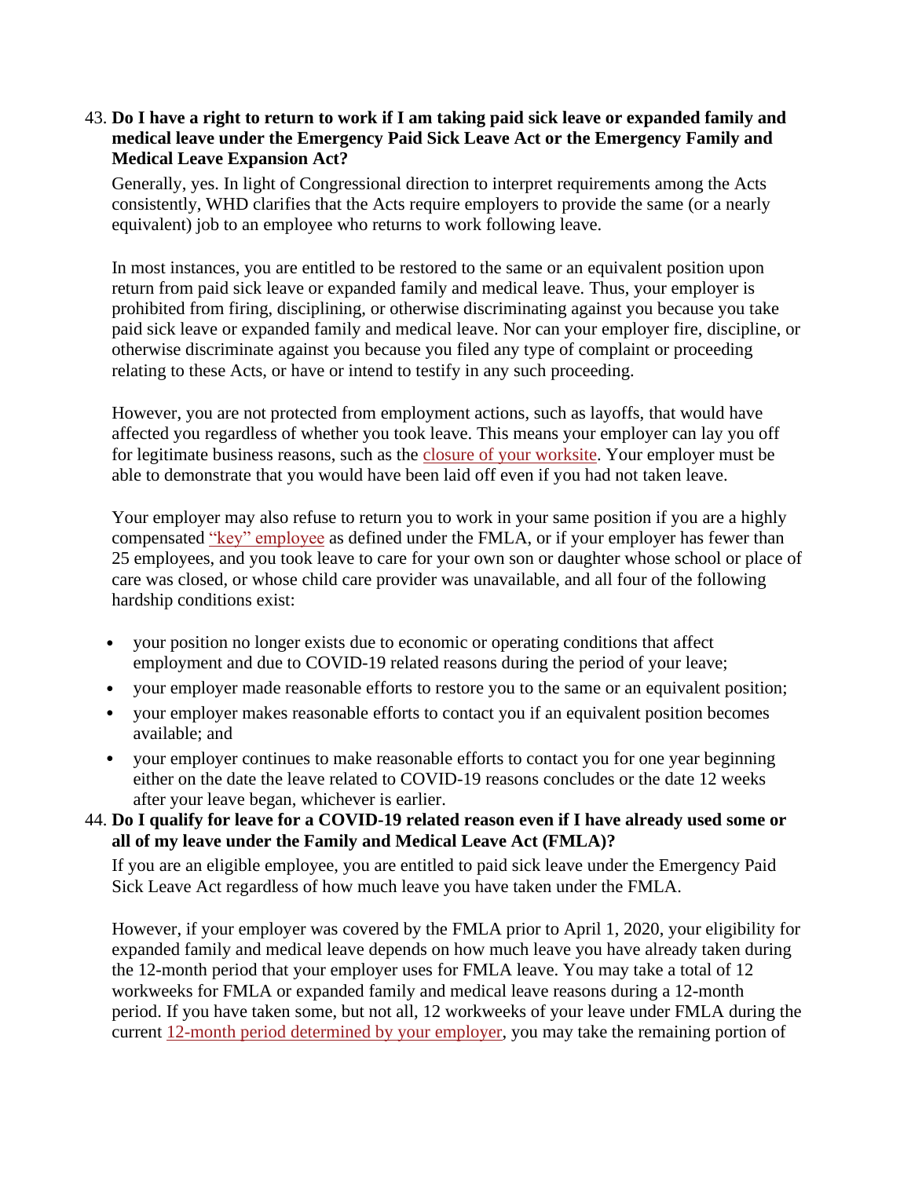43. **Do I have a right to return to work if I am taking paid sick leave or expanded family and medical leave under the Emergency Paid Sick Leave Act or the Emergency Family and Medical Leave Expansion Act?**

    Generally, yes. In light of Congressional direction to interpret requirements among the Acts consistently, WHD clarifies that the Acts require employers to provide the same (or a nearly equivalent) job to an employee who returns to work following leave.

    In most instances, you are entitled to be restored to the same or an equivalent position upon return from paid sick leave or expanded family and medical leave. Thus, your employer is prohibited from firing, disciplining, or otherwise discriminating against you because you take paid sick leave or expanded family and medical leave. Nor can your employer fire, discipline, or otherwise discriminate against you because you filed any type of complaint or proceeding relating to these Acts, or have or intend to testify in any such proceeding.

    However, you are not protected from employment actions, such as layoffs, that would have affected you regardless of whether you took leave. This means your employer can lay you off for legitimate business reasons, such as the closure of your worksite. Your employer must be able to demonstrate that you would have been laid off even if you had not taken leave.

    Your employer may also refuse to return you to work in your same position if you are a highly compensated "key" employee as defined under the FMLA, or if your employer has fewer than 25 employees, and you took leave to care for your own son or daughter whose school or place of care was closed, or whose child care provider was unavailable, and all four of the following hardship conditions exist:

    - your position no longer exists due to economic or operating conditions that affect employment and due to COVID-19 related reasons during the period of your leave;
    - your employer made reasonable efforts to restore you to the same or an equivalent position;
    - your employer makes reasonable efforts to contact you if an equivalent position becomes available; and
    - your employer continues to make reasonable efforts to contact you for one year beginning either on the date the leave related to COVID-19 reasons concludes or the date 12 weeks after your leave began, whichever is earlier.

44. **Do I qualify for leave for a COVID-19 related reason even if I have already used some or all of my leave under the Family and Medical Leave Act (FMLA)?**

    If you are an eligible employee, you are entitled to paid sick leave under the Emergency Paid Sick Leave Act regardless of how much leave you have taken under the FMLA.

    However, if your employer was covered by the FMLA prior to April 1, 2020, your eligibility for expanded family and medical leave depends on how much leave you have already taken during the 12-month period that your employer uses for FMLA leave. You may take a total of 12 workweeks for FMLA or expanded family and medical leave reasons during a 12-month period. If you have taken some, but not all, 12 workweeks of your leave under FMLA during the current 12-month period determined by your employer, you may take the remaining portion of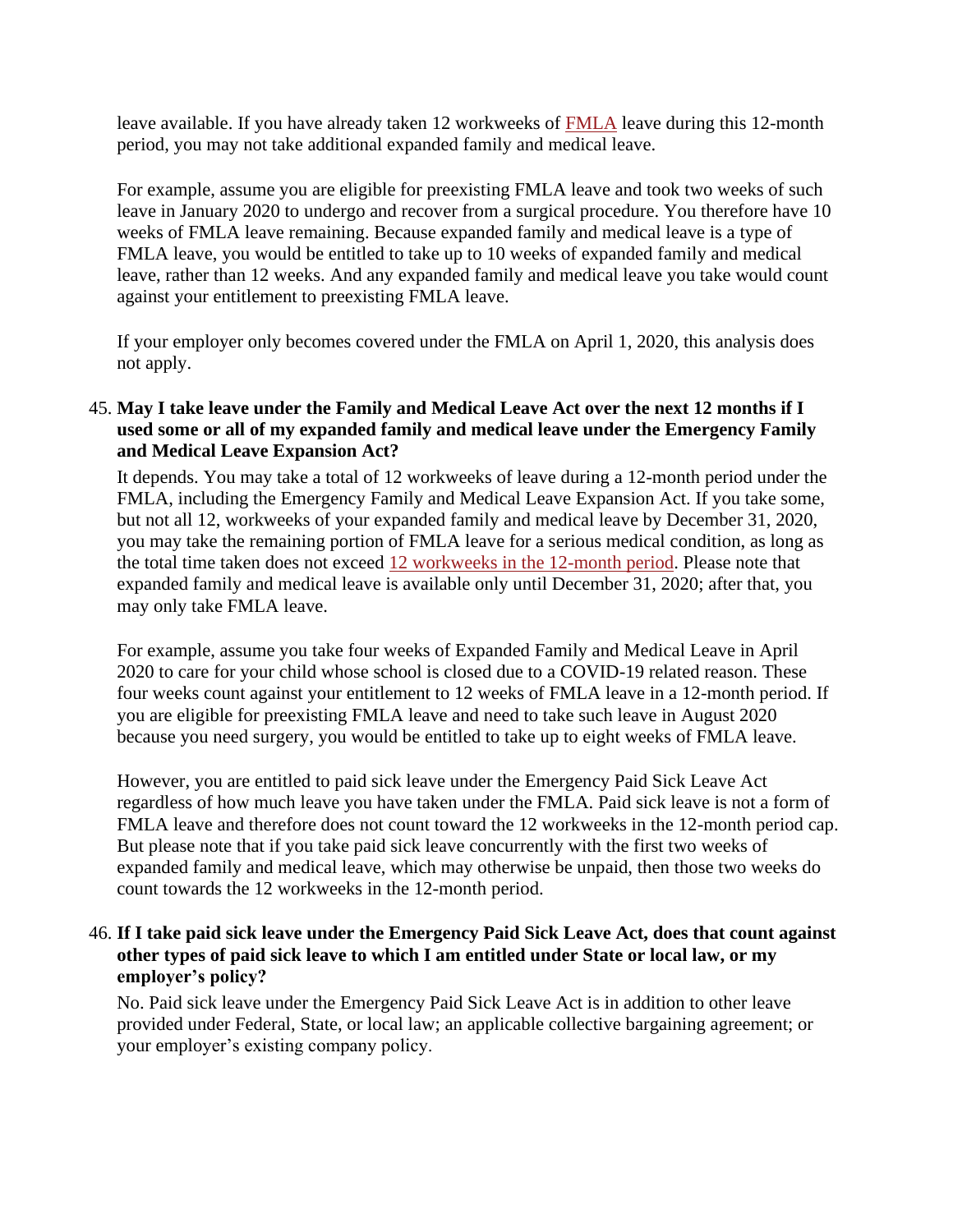leave available. If you have already taken 12 workweeks of FMLA leave during this 12-month period, you may not take additional expanded family and medical leave.

For example, assume you are eligible for preexisting FMLA leave and took two weeks of such leave in January 2020 to undergo and recover from a surgical procedure. You therefore have 10 weeks of FMLA leave remaining. Because expanded family and medical leave is a type of FMLA leave, you would be entitled to take up to 10 weeks of expanded family and medical leave, rather than 12 weeks. And any expanded family and medical leave you take would count against your entitlement to preexisting FMLA leave.

If your employer only becomes covered under the FMLA on April 1, 2020, this analysis does not apply.

45. **May I take leave under the Family and Medical Leave Act over the next 12 months if I used some or all of my expanded family and medical leave under the Emergency Family and Medical Leave Expansion Act?**

    It depends. You may take a total of 12 workweeks of leave during a 12-month period under the FMLA, including the Emergency Family and Medical Leave Expansion Act. If you take some, but not all 12, workweeks of your expanded family and medical leave by December 31, 2020, you may take the remaining portion of FMLA leave for a serious medical condition, as long as the total time taken does not exceed 12 workweeks in the 12-month period. Please note that expanded family and medical leave is available only until December 31, 2020; after that, you may only take FMLA leave.

    For example, assume you take four weeks of Expanded Family and Medical Leave in April 2020 to care for your child whose school is closed due to a COVID-19 related reason. These four weeks count against your entitlement to 12 weeks of FMLA leave in a 12-month period. If you are eligible for preexisting FMLA leave and need to take such leave in August 2020 because you need surgery, you would be entitled to take up to eight weeks of FMLA leave.

    However, you are entitled to paid sick leave under the Emergency Paid Sick Leave Act regardless of how much leave you have taken under the FMLA. Paid sick leave is not a form of FMLA leave and therefore does not count toward the 12 workweeks in the 12-month period cap. But please note that if you take paid sick leave concurrently with the first two weeks of expanded family and medical leave, which may otherwise be unpaid, then those two weeks do count towards the 12 workweeks in the 12-month period.

46. **If I take paid sick leave under the Emergency Paid Sick Leave Act, does that count against other types of paid sick leave to which I am entitled under State or local law, or my employer's policy?**

    No. Paid sick leave under the Emergency Paid Sick Leave Act is in addition to other leave provided under Federal, State, or local law; an applicable collective bargaining agreement; or your employer's existing company policy.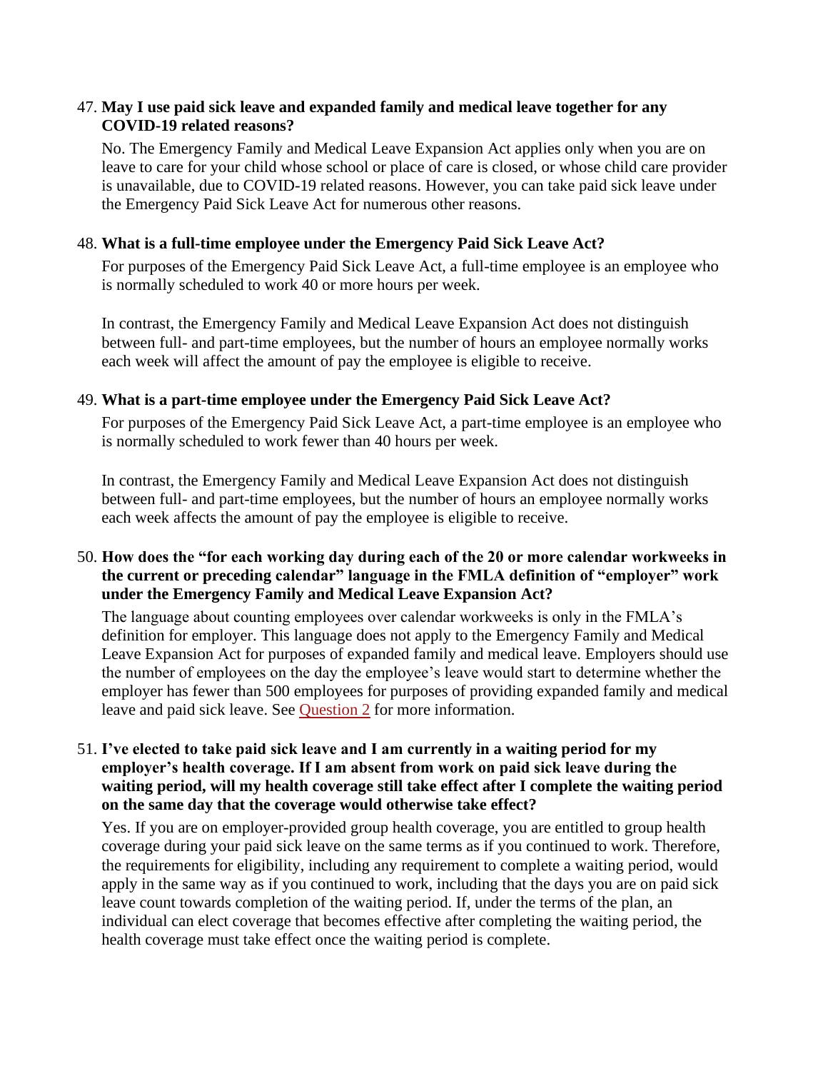47. **May I use paid sick leave and expanded family and medical leave together for any COVID-19 related reasons?**

    No. The Emergency Family and Medical Leave Expansion Act applies only when you are on leave to care for your child whose school or place of care is closed, or whose child care provider is unavailable, due to COVID-19 related reasons. However, you can take paid sick leave under the Emergency Paid Sick Leave Act for numerous other reasons.

48. **What is a full-time employee under the Emergency Paid Sick Leave Act?**

    For purposes of the Emergency Paid Sick Leave Act, a full-time employee is an employee who is normally scheduled to work 40 or more hours per week.

    In contrast, the Emergency Family and Medical Leave Expansion Act does not distinguish between full- and part-time employees, but the number of hours an employee normally works each week will affect the amount of pay the employee is eligible to receive.

49. **What is a part-time employee under the Emergency Paid Sick Leave Act?**

    For purposes of the Emergency Paid Sick Leave Act, a part-time employee is an employee who is normally scheduled to work fewer than 40 hours per week.

    In contrast, the Emergency Family and Medical Leave Expansion Act does not distinguish between full- and part-time employees, but the number of hours an employee normally works each week affects the amount of pay the employee is eligible to receive.

50. **How does the "for each working day during each of the 20 or more calendar workweeks in the current or preceding calendar" language in the FMLA definition of "employer" work under the Emergency Family and Medical Leave Expansion Act?**

    The language about counting employees over calendar workweeks is only in the FMLA's definition for employer. This language does not apply to the Emergency Family and Medical Leave Expansion Act for purposes of expanded family and medical leave. Employers should use the number of employees on the day the employee's leave would start to determine whether the employer has fewer than 500 employees for purposes of providing expanded family and medical leave and paid sick leave. See Question 2 for more information.

51. **I've elected to take paid sick leave and I am currently in a waiting period for my employer's health coverage. If I am absent from work on paid sick leave during the waiting period, will my health coverage still take effect after I complete the waiting period on the same day that the coverage would otherwise take effect?**

    Yes. If you are on employer-provided group health coverage, you are entitled to group health coverage during your paid sick leave on the same terms as if you continued to work. Therefore, the requirements for eligibility, including any requirement to complete a waiting period, would apply in the same way as if you continued to work, including that the days you are on paid sick leave count towards completion of the waiting period. If, under the terms of the plan, an individual can elect coverage that becomes effective after completing the waiting period, the health coverage must take effect once the waiting period is complete.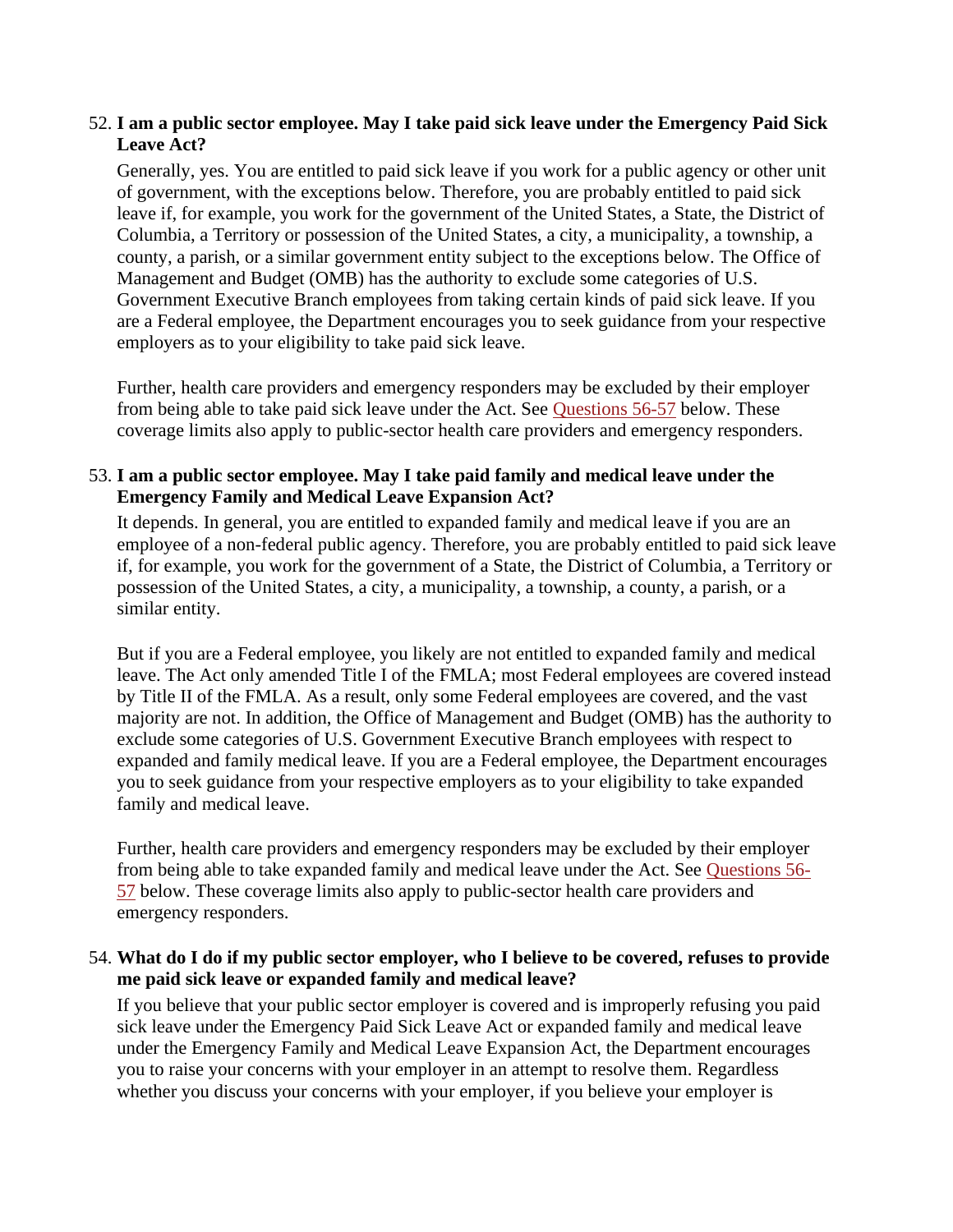52. **I am a public sector employee. May I take paid sick leave under the Emergency Paid Sick Leave Act?**

    Generally, yes. You are entitled to paid sick leave if you work for a public agency or other unit of government, with the exceptions below. Therefore, you are probably entitled to paid sick leave if, for example, you work for the government of the United States, a State, the District of Columbia, a Territory or possession of the United States, a city, a municipality, a township, a county, a parish, or a similar government entity subject to the exceptions below. The Office of Management and Budget (OMB) has the authority to exclude some categories of U.S. Government Executive Branch employees from taking certain kinds of paid sick leave. If you are a Federal employee, the Department encourages you to seek guidance from your respective employers as to your eligibility to take paid sick leave.

    Further, health care providers and emergency responders may be excluded by their employer from being able to take paid sick leave under the Act. See Questions 56-57 below. These coverage limits also apply to public-sector health care providers and emergency responders.

53. **I am a public sector employee. May I take paid family and medical leave under the Emergency Family and Medical Leave Expansion Act?**

    It depends. In general, you are entitled to expanded family and medical leave if you are an employee of a non-federal public agency. Therefore, you are probably entitled to paid sick leave if, for example, you work for the government of a State, the District of Columbia, a Territory or possession of the United States, a city, a municipality, a township, a county, a parish, or a similar entity.

    But if you are a Federal employee, you likely are not entitled to expanded family and medical leave. The Act only amended Title I of the FMLA; most Federal employees are covered instead by Title II of the FMLA. As a result, only some Federal employees are covered, and the vast majority are not. In addition, the Office of Management and Budget (OMB) has the authority to exclude some categories of U.S. Government Executive Branch employees with respect to expanded and family medical leave. If you are a Federal employee, the Department encourages you to seek guidance from your respective employers as to your eligibility to take expanded family and medical leave.

    Further, health care providers and emergency responders may be excluded by their employer from being able to take expanded family and medical leave under the Act. See Questions 56-57 below. These coverage limits also apply to public-sector health care providers and emergency responders.

54. **What do I do if my public sector employer, who I believe to be covered, refuses to provide me paid sick leave or expanded family and medical leave?**

    If you believe that your public sector employer is covered and is improperly refusing you paid sick leave under the Emergency Paid Sick Leave Act or expanded family and medical leave under the Emergency Family and Medical Leave Expansion Act, the Department encourages you to raise your concerns with your employer in an attempt to resolve them. Regardless whether you discuss your concerns with your employer, if you believe your employer is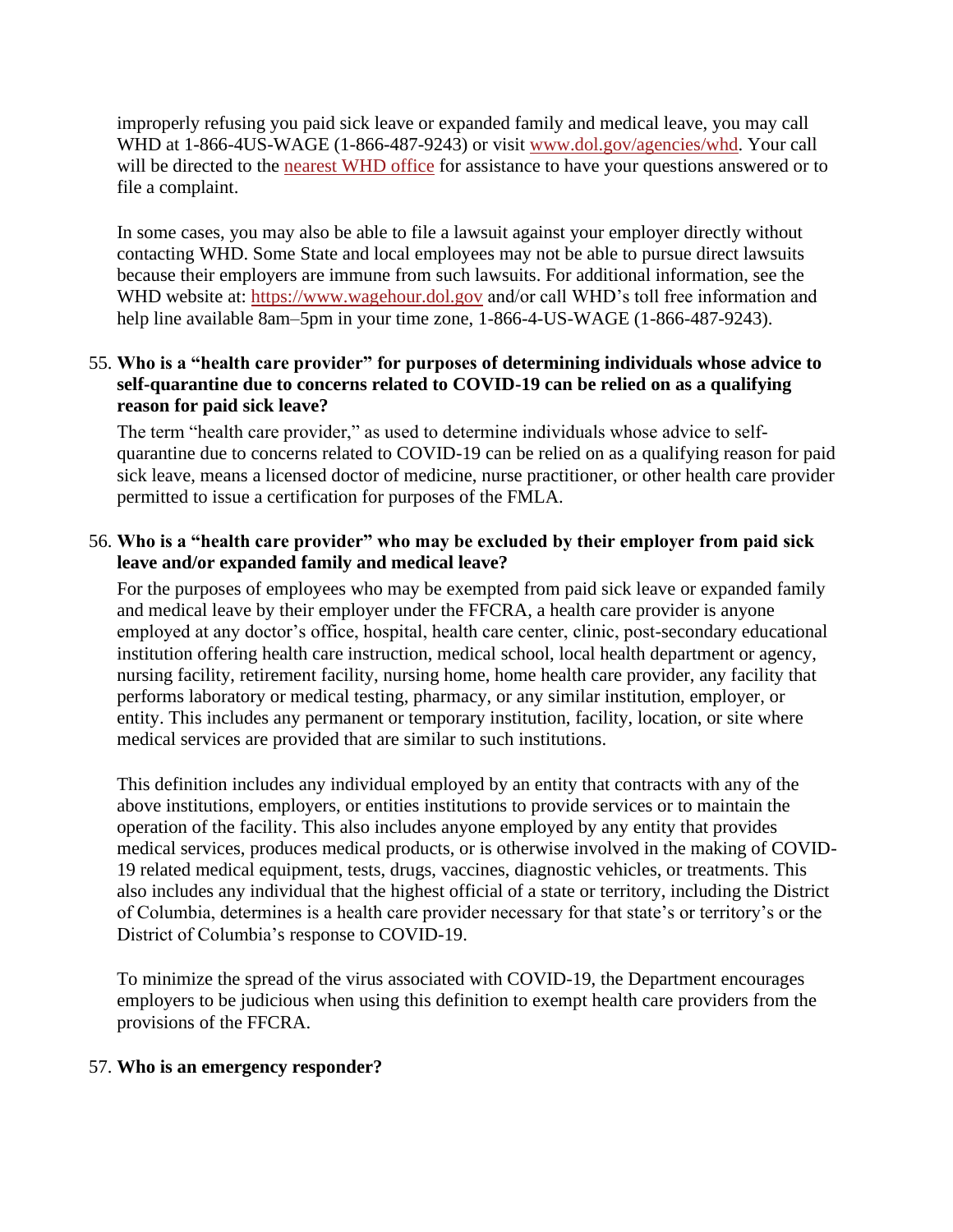improperly refusing you paid sick leave or expanded family and medical leave, you may call WHD at 1-866-4US-WAGE (1-866-487-9243) or visit [www.dol.gov/agencies/whd](http://www.dol.gov/agencies/whd). Your call will be directed to the [nearest WHD office](#) for assistance to have your questions answered or to file a complaint.

In some cases, you may also be able to file a lawsuit against your employer directly without contacting WHD. Some State and local employees may not be able to pursue direct lawsuits because their employers are immune from such lawsuits. For additional information, see the WHD website at: [https://www.wagehour.dol.gov](https://www.wagehour.dol.gov) and/or call WHD's toll free information and help line available 8am–5pm in your time zone, 1-866-4-US-WAGE (1-866-487-9243).

55. **Who is a "health care provider" for purposes of determining individuals whose advice to self-quarantine due to concerns related to COVID-19 can be relied on as a qualifying reason for paid sick leave?**

    The term "health care provider," as used to determine individuals whose advice to self-quarantine due to concerns related to COVID-19 can be relied on as a qualifying reason for paid sick leave, means a licensed doctor of medicine, nurse practitioner, or other health care provider permitted to issue a certification for purposes of the FMLA.

56. **Who is a "health care provider" who may be excluded by their employer from paid sick leave and/or expanded family and medical leave?**

    For the purposes of employees who may be exempted from paid sick leave or expanded family and medical leave by their employer under the FFCRA, a health care provider is anyone employed at any doctor's office, hospital, health care center, clinic, post-secondary educational institution offering health care instruction, medical school, local health department or agency, nursing facility, retirement facility, nursing home, home health care provider, any facility that performs laboratory or medical testing, pharmacy, or any similar institution, employer, or entity. This includes any permanent or temporary institution, facility, location, or site where medical services are provided that are similar to such institutions.

    This definition includes any individual employed by an entity that contracts with any of the above institutions, employers, or entities institutions to provide services or to maintain the operation of the facility. This also includes anyone employed by any entity that provides medical services, produces medical products, or is otherwise involved in the making of COVID-19 related medical equipment, tests, drugs, vaccines, diagnostic vehicles, or treatments. This also includes any individual that the highest official of a state or territory, including the District of Columbia, determines is a health care provider necessary for that state's or territory's or the District of Columbia's response to COVID-19.

    To minimize the spread of the virus associated with COVID-19, the Department encourages employers to be judicious when using this definition to exempt health care providers from the provisions of the FFCRA.

57. **Who is an emergency responder?**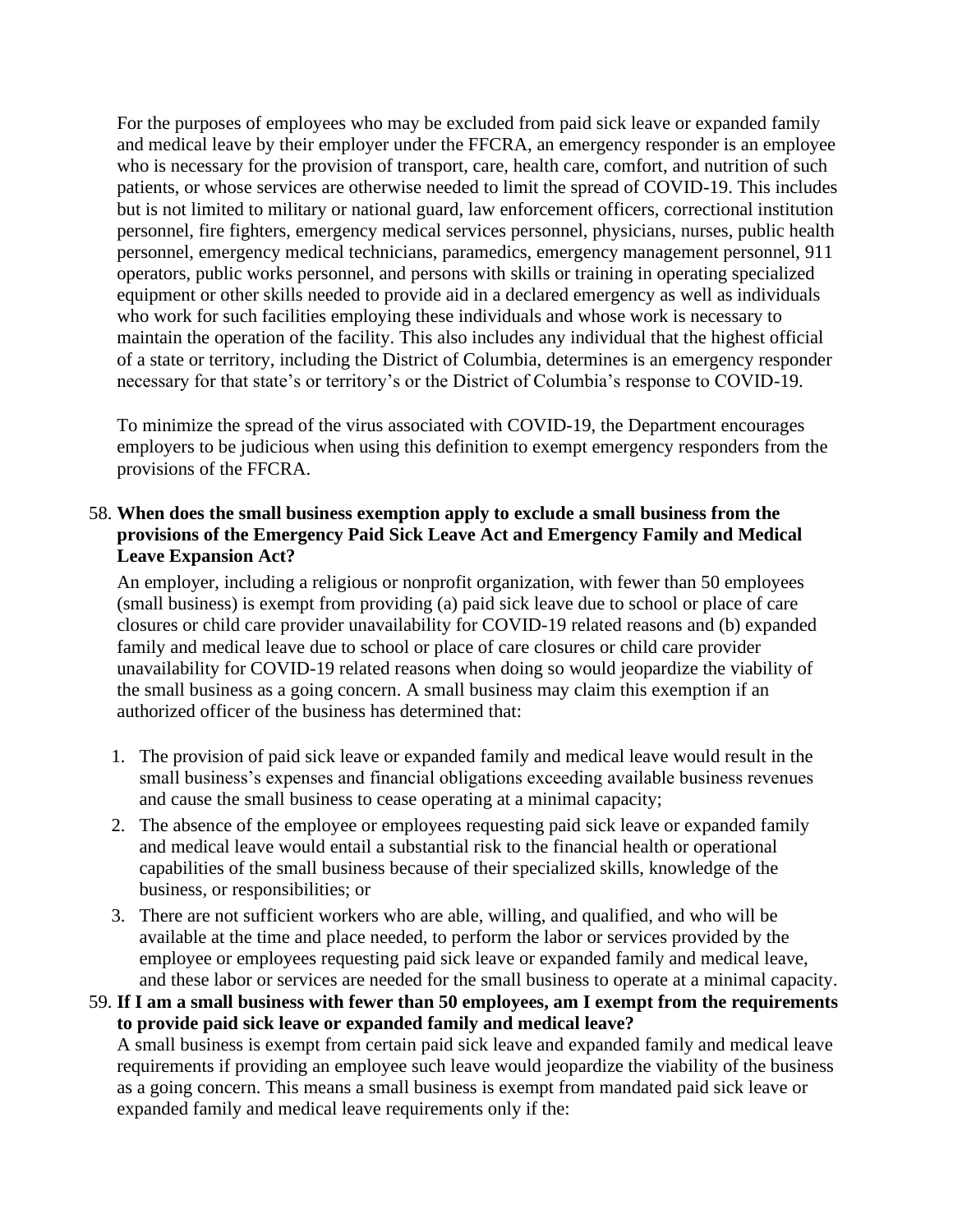For the purposes of employees who may be excluded from paid sick leave or expanded family and medical leave by their employer under the FFCRA, an emergency responder is an employee who is necessary for the provision of transport, care, health care, comfort, and nutrition of such patients, or whose services are otherwise needed to limit the spread of COVID-19. This includes but is not limited to military or national guard, law enforcement officers, correctional institution personnel, fire fighters, emergency medical services personnel, physicians, nurses, public health personnel, emergency medical technicians, paramedics, emergency management personnel, 911 operators, public works personnel, and persons with skills or training in operating specialized equipment or other skills needed to provide aid in a declared emergency as well as individuals who work for such facilities employing these individuals and whose work is necessary to maintain the operation of the facility. This also includes any individual that the highest official of a state or territory, including the District of Columbia, determines is an emergency responder necessary for that state's or territory's or the District of Columbia's response to COVID-19.

To minimize the spread of the virus associated with COVID-19, the Department encourages employers to be judicious when using this definition to exempt emergency responders from the provisions of the FFCRA.

58. **When does the small business exemption apply to exclude a small business from the provisions of the Emergency Paid Sick Leave Act and Emergency Family and Medical Leave Expansion Act?**

    An employer, including a religious or nonprofit organization, with fewer than 50 employees (small business) is exempt from providing (a) paid sick leave due to school or place of care closures or child care provider unavailability for COVID-19 related reasons and (b) expanded family and medical leave due to school or place of care closures or child care provider unavailability for COVID-19 related reasons when doing so would jeopardize the viability of the small business as a going concern. A small business may claim this exemption if an authorized officer of the business has determined that:

    1. The provision of paid sick leave or expanded family and medical leave would result in the small business's expenses and financial obligations exceeding available business revenues and cause the small business to cease operating at a minimal capacity;
    2. The absence of the employee or employees requesting paid sick leave or expanded family and medical leave would entail a substantial risk to the financial health or operational capabilities of the small business because of their specialized skills, knowledge of the business, or responsibilities; or
    3. There are not sufficient workers who are able, willing, and qualified, and who will be available at the time and place needed, to perform the labor or services provided by the employee or employees requesting paid sick leave or expanded family and medical leave, and these labor or services are needed for the small business to operate at a minimal capacity.

59. **If I am a small business with fewer than 50 employees, am I exempt from the requirements to provide paid sick leave or expanded family and medical leave?**

    A small business is exempt from certain paid sick leave and expanded family and medical leave requirements if providing an employee such leave would jeopardize the viability of the business as a going concern. This means a small business is exempt from mandated paid sick leave or expanded family and medical leave requirements only if the: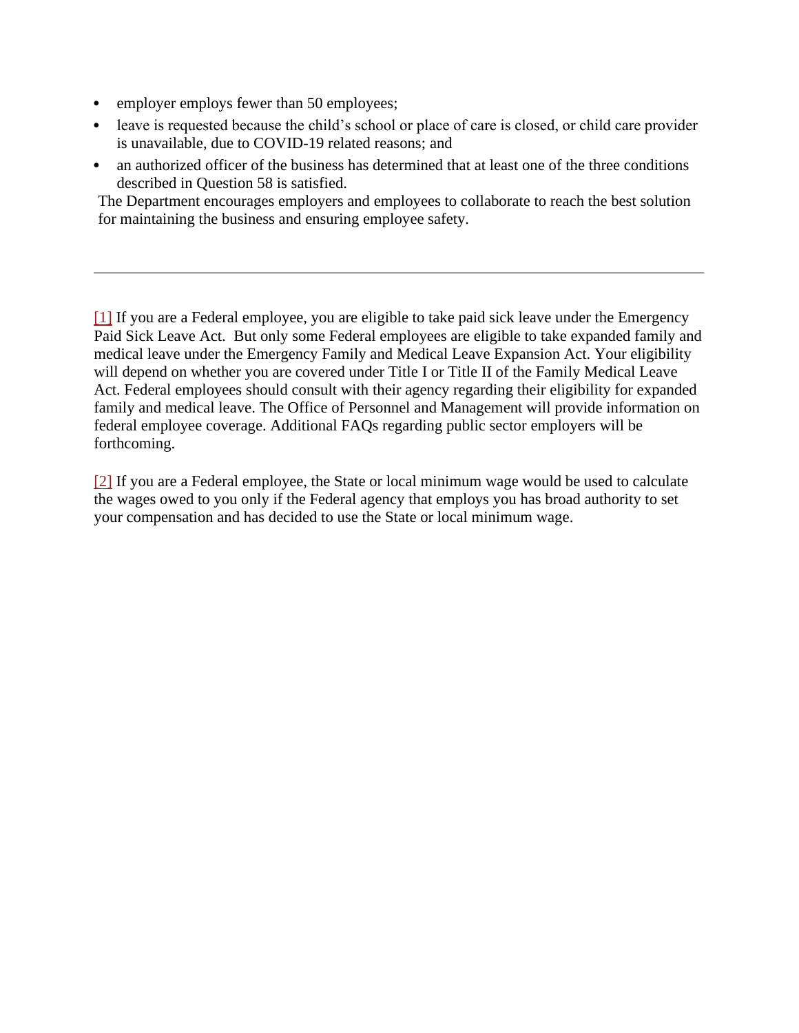- employer employs fewer than 50 employees;
- leave is requested because the child's school or place of care is closed, or child care provider is unavailable, due to COVID-19 related reasons; and
- an authorized officer of the business has determined that at least one of the three conditions described in Question 58 is satisfied.

The Department encourages employers and employees to collaborate to reach the best solution for maintaining the business and ensuring employee safety.

---

[1] If you are a Federal employee, you are eligible to take paid sick leave under the Emergency Paid Sick Leave Act. But only some Federal employees are eligible to take expanded family and medical leave under the Emergency Family and Medical Leave Expansion Act. Your eligibility will depend on whether you are covered under Title I or Title II of the Family Medical Leave Act. Federal employees should consult with their agency regarding their eligibility for expanded family and medical leave. The Office of Personnel and Management will provide information on federal employee coverage. Additional FAQs regarding public sector employers will be forthcoming.

[2] If you are a Federal employee, the State or local minimum wage would be used to calculate the wages owed to you only if the Federal agency that employs you has broad authority to set your compensation and has decided to use the State or local minimum wage.